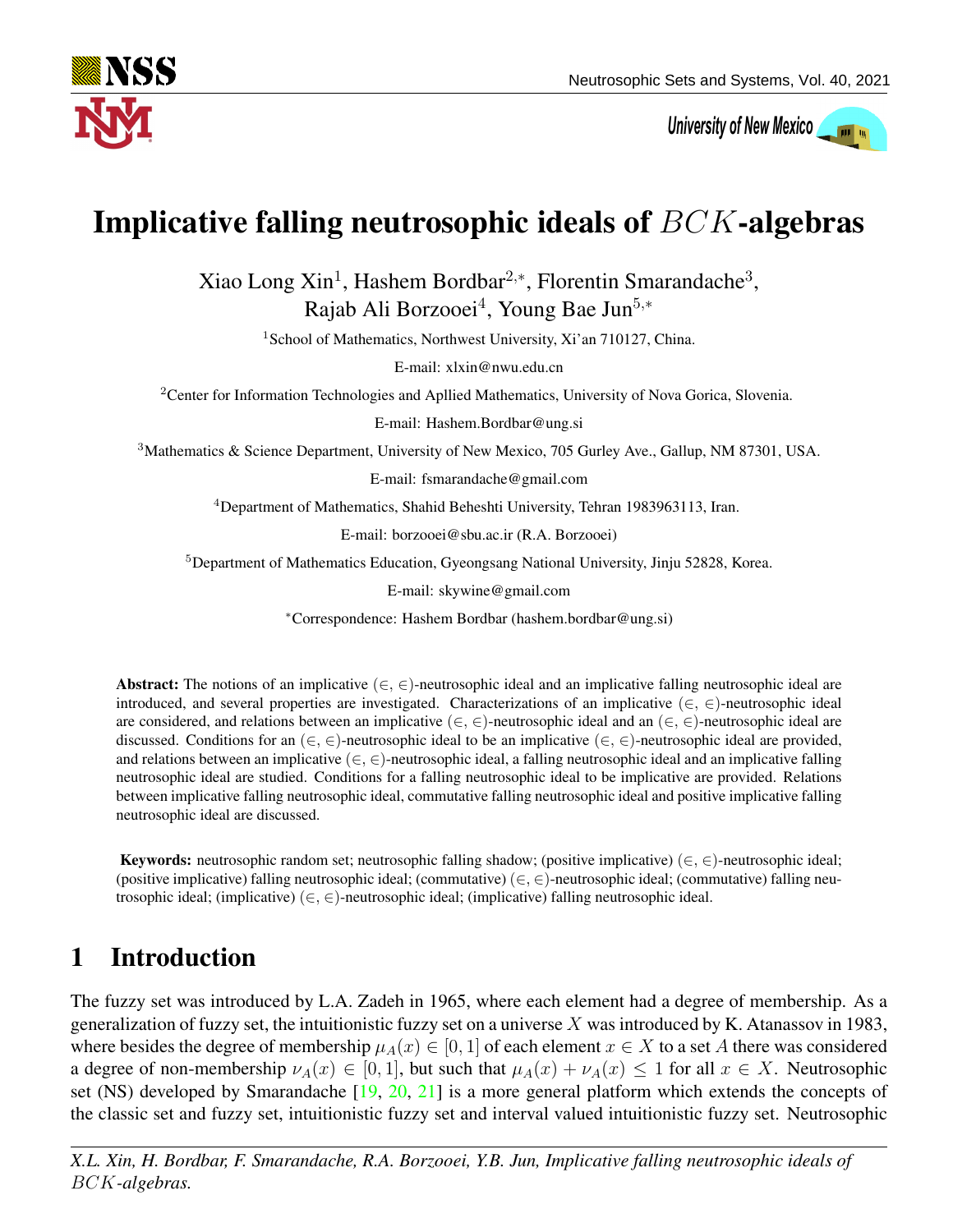# Implicative falling neutrosophic ideals of $BCK$-algebras

Xiao Long Xin[1], Hashem Bordbar[2,*], Florentin Smarandache[3], Rajab Ali Borzooei[4], Young Bae Jun[5,*]

[1]School of Mathematics, Northwest University, Xi'an 710127, China.

E-mail: xlxin@nwu.edu.cn

[2]Center for Information Technologies and Apllied Mathematics, University of Nova Gorica, Slovenia.

E-mail: Hashem.Bordbar@ung.si

[3]Mathematics & Science Department, University of New Mexico, 705 Gurley Ave., Gallup, NM 87301, USA.

E-mail: fsmarandache@gmail.com

[4]Department of Mathematics, Shahid Beheshti University, Tehran 1983963113, Iran.

E-mail: borzooei@sbu.ac.ir (R.A. Borzooei)

[5]Department of Mathematics Education, Gyeongsang National University, Jinju 52828, Korea.

E-mail: skywine@gmail.com

*Correspondence: Hashem Bordbar (hashem.bordbar@ung.si)

**Abstract:** The notions of an implicative $(\in, \in)$-neutrosophic ideal and an implicative falling neutrosophic ideal are introduced, and several properties are investigated. Characterizations of an implicative $(\in, \in)$-neutrosophic ideal are considered, and relations between an implicative $(\in, \in)$-neutrosophic ideal and an $(\in, \in)$-neutrosophic ideal are discussed. Conditions for an $(\in, \in)$-neutrosophic ideal to be an implicative $(\in, \in)$-neutrosophic ideal are provided, and relations between an implicative $(\in, \in)$-neutrosophic ideal, a falling neutrosophic ideal and an implicative falling neutrosophic ideal are studied. Conditions for a falling neutrosophic ideal to be implicative are provided. Relations between implicative falling neutrosophic ideal, commutative falling neutrosophic ideal and positive implicative falling neutrosophic ideal are discussed.

**Keywords:** neutrosophic random set; neutrosophic falling shadow; (positive implicative) $(\in, \in)$-neutrosophic ideal; (positive implicative) falling neutrosophic ideal; (commutative) $(\in, \in)$-neutrosophic ideal; (commutative) falling neutrosophic ideal; (implicative) $(\in, \in)$-neutrosophic ideal; (implicative) falling neutrosophic ideal.

## 1 Introduction

The fuzzy set was introduced by L.A. Zadeh in 1965, where each element had a degree of membership. As a generalization of fuzzy set, the intuitionistic fuzzy set on a universe $X$ was introduced by K. Atanassov in 1983, where besides the degree of membership $\mu_A(x) \in [0, 1]$ of each element $x \in X$ to a set $A$ there was considered a degree of non-membership $\nu_A(x) \in [0, 1]$, but such that $\mu_A(x) + \nu_A(x) \leq 1$ for all $x \in X$. Neutrosophic set (NS) developed by Smarandache [19, 20, 21] is a more general platform which extends the concepts of the classic set and fuzzy set, intuitionistic fuzzy set and interval valued intuitionistic fuzzy set. Neutrosophic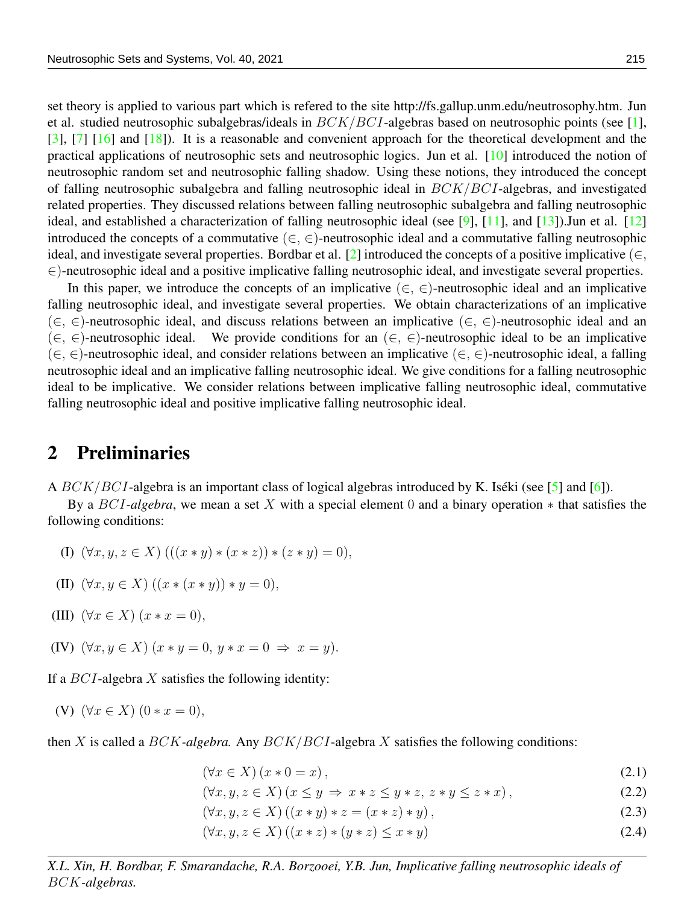set theory is applied to various part which is refered to the site http://fs.gallup.unm.edu/neutrosophy.htm. Jun et al. studied neutrosophic subalgebras/ideals in $BCK/BCI$-algebras based on neutrosophic points (see [1], [3], [7] [16] and [18]). It is a reasonable and convenient approach for the theoretical development and the practical applications of neutrosophic sets and neutrosophic logics. Jun et al. [10] introduced the notion of neutrosophic random set and neutrosophic falling shadow. Using these notions, they introduced the concept of falling neutrosophic subalgebra and falling neutrosophic ideal in $BCK/BCI$-algebras, and investigated related properties. They discussed relations between falling neutrosophic subalgebra and falling neutrosophic ideal, and established a characterization of falling neutrosophic ideal (see [9], [11], and [13]).Jun et al. [12] introduced the concepts of a commutative $(\in, \in)$-neutrosophic ideal and a commutative falling neutrosophic ideal, and investigate several properties. Bordbar et al. [2] introduced the concepts of a positive implicative $(\in, \in)$-neutrosophic ideal and a positive implicative falling neutrosophic ideal, and investigate several properties.

In this paper, we introduce the concepts of an implicative $(\in, \in)$-neutrosophic ideal and an implicative falling neutrosophic ideal, and investigate several properties. We obtain characterizations of an implicative $(\in, \in)$-neutrosophic ideal, and discuss relations between an implicative $(\in, \in)$-neutrosophic ideal and an $(\in, \in)$-neutrosophic ideal. We provide conditions for an $(\in, \in)$-neutrosophic ideal to be an implicative $(\in, \in)$-neutrosophic ideal, and consider relations between an implicative $(\in, \in)$-neutrosophic ideal, a falling neutrosophic ideal and an implicative falling neutrosophic ideal. We give conditions for a falling neutrosophic ideal to be implicative. We consider relations between implicative falling neutrosophic ideal, commutative falling neutrosophic ideal and positive implicative falling neutrosophic ideal.

## 2 Preliminaries

A $BCK/BCI$-algebra is an important class of logical algebras introduced by K. Iséki (see [5] and [6]).

By a *$BCI$-algebra*, we mean a set $X$ with a special element $0$ and a binary operation $*$ that satisfies the following conditions:

(I) $(\forall x, y, z \in X)\ (((x * y) * (x * z)) * (z * y) = 0)$,

(II) $(\forall x, y \in X)\ ((x * (x * y)) * y = 0)$,

(III) $(\forall x \in X)\ (x * x = 0)$,

(IV) $(\forall x, y \in X)\ (x * y = 0,\ y * x = 0\ \Rightarrow\ x = y)$.

If a $BCI$-algebra $X$ satisfies the following identity:

(V) $(\forall x \in X)\ (0 * x = 0)$,

then $X$ is called a *$BCK$-algebra.* Any $BCK/BCI$-algebra $X$ satisfies the following conditions:

$$(\forall x \in X)\,(x * 0 = x)\,, \tag{2.1}$$

$$(\forall x, y, z \in X)\,(x \leq y\ \Rightarrow\ x * z \leq y * z,\ z * y \leq z * x)\,, \tag{2.2}$$

$$(\forall x, y, z \in X)\,((x * y) * z = (x * z) * y)\,, \tag{2.3}$$

$$(\forall x, y, z \in X)\,((x * z) * (y * z) \leq x * y) \tag{2.4}$$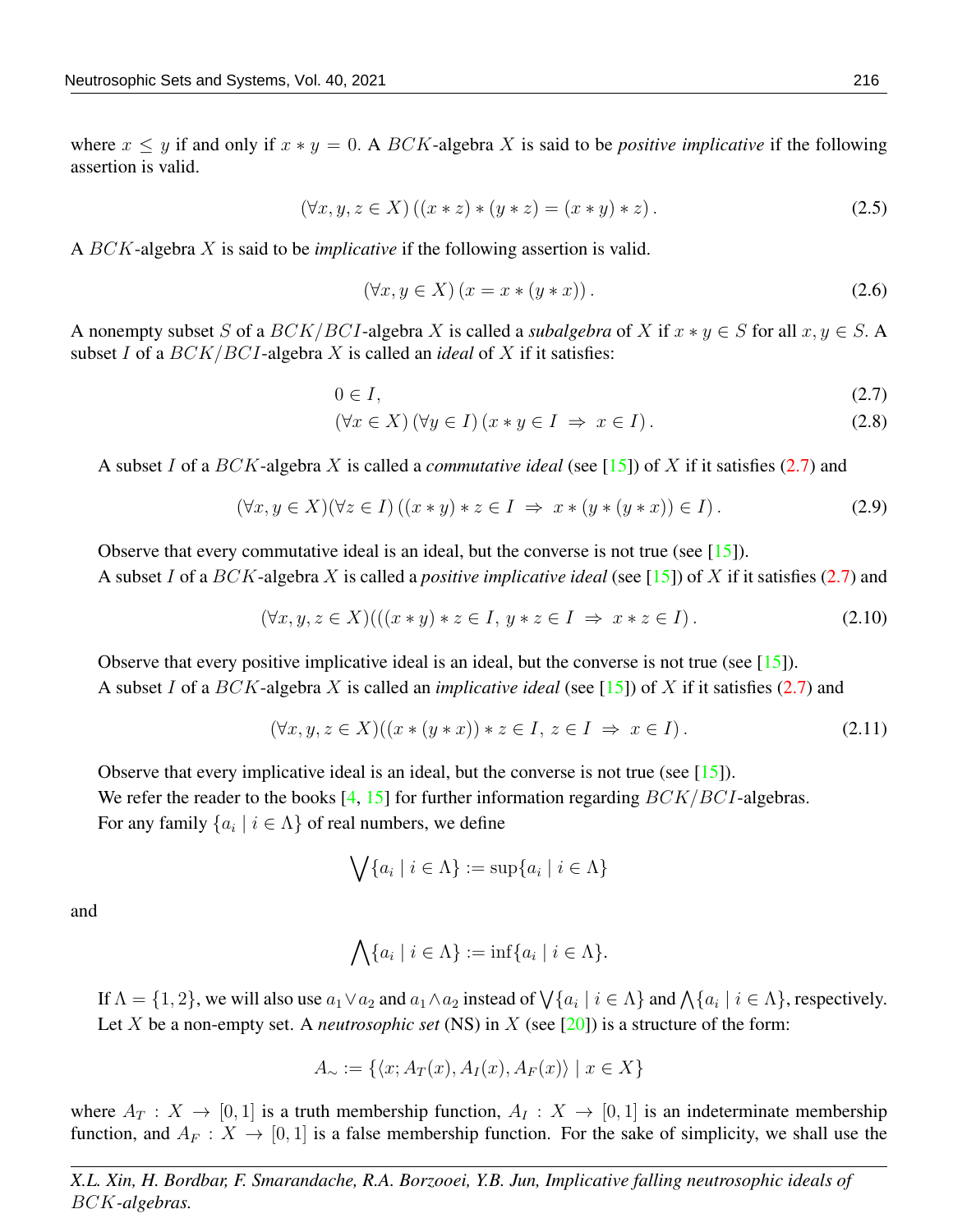where $x \leq y$ if and only if $x * y = 0$. A $BCK$-algebra $X$ is said to be *positive implicative* if the following assertion is valid.

$$(\forall x, y, z \in X)\left((x * z) * (y * z) = (x * y) * z\right). \tag{2.5}$$

A $BCK$-algebra $X$ is said to be *implicative* if the following assertion is valid.

$$(\forall x, y \in X)\left(x = x * (y * x)\right). \tag{2.6}$$

A nonempty subset $S$ of a $BCK/BCI$-algebra $X$ is called a *subalgebra* of $X$ if $x * y \in S$ for all $x, y \in S$. A subset $I$ of a $BCK/BCI$-algebra $X$ is called an *ideal* of $X$ if it satisfies:

$$0 \in I, \tag{2.7}$$

$$(\forall x \in X)\,(\forall y \in I)\,(x * y \in I \;\Rightarrow\; x \in I). \tag{2.8}$$

A subset $I$ of a $BCK$-algebra $X$ is called a *commutative ideal* (see [15]) of $X$ if it satisfies (2.7) and

$$(\forall x, y \in X)(\forall z \in I)\left((x * y) * z \in I \;\Rightarrow\; x * (y * (y * x)) \in I\right). \tag{2.9}$$

Observe that every commutative ideal is an ideal, but the converse is not true (see [15]).

A subset $I$ of a $BCK$-algebra $X$ is called a *positive implicative ideal* (see [15]) of $X$ if it satisfies (2.7) and

$$(\forall x, y, z \in X)(((x * y) * z \in I,\, y * z \in I \;\Rightarrow\; x * z \in I). \tag{2.10}$$

Observe that every positive implicative ideal is an ideal, but the converse is not true (see [15]).

A subset $I$ of a $BCK$-algebra $X$ is called an *implicative ideal* (see [15]) of $X$ if it satisfies (2.7) and

$$(\forall x, y, z \in X)((x * (y * x)) * z \in I,\, z \in I \;\Rightarrow\; x \in I). \tag{2.11}$$

Observe that every implicative ideal is an ideal, but the converse is not true (see [15]).

We refer the reader to the books [4, 15] for further information regarding $BCK/BCI$-algebras.

For any family $\{a_i \mid i \in \Lambda\}$ of real numbers, we define

$$\bigvee\{a_i \mid i \in \Lambda\} := \sup\{a_i \mid i \in \Lambda\}$$

and

$$\bigwedge\{a_i \mid i \in \Lambda\} := \inf\{a_i \mid i \in \Lambda\}.$$

If $\Lambda = \{1, 2\}$, we will also use $a_1 \vee a_2$ and $a_1 \wedge a_2$ instead of $\bigvee\{a_i \mid i \in \Lambda\}$ and $\bigwedge\{a_i \mid i \in \Lambda\}$, respectively.

Let $X$ be a non-empty set. A *neutrosophic set* (NS) in $X$ (see [20]) is a structure of the form:

$$A_{\sim} := \{\langle x; A_T(x), A_I(x), A_F(x)\rangle \mid x \in X\}$$

where $A_T : X \to [0, 1]$ is a truth membership function, $A_I : X \to [0, 1]$ is an indeterminate membership function, and $A_F : X \to [0, 1]$ is a false membership function. For the sake of simplicity, we shall use the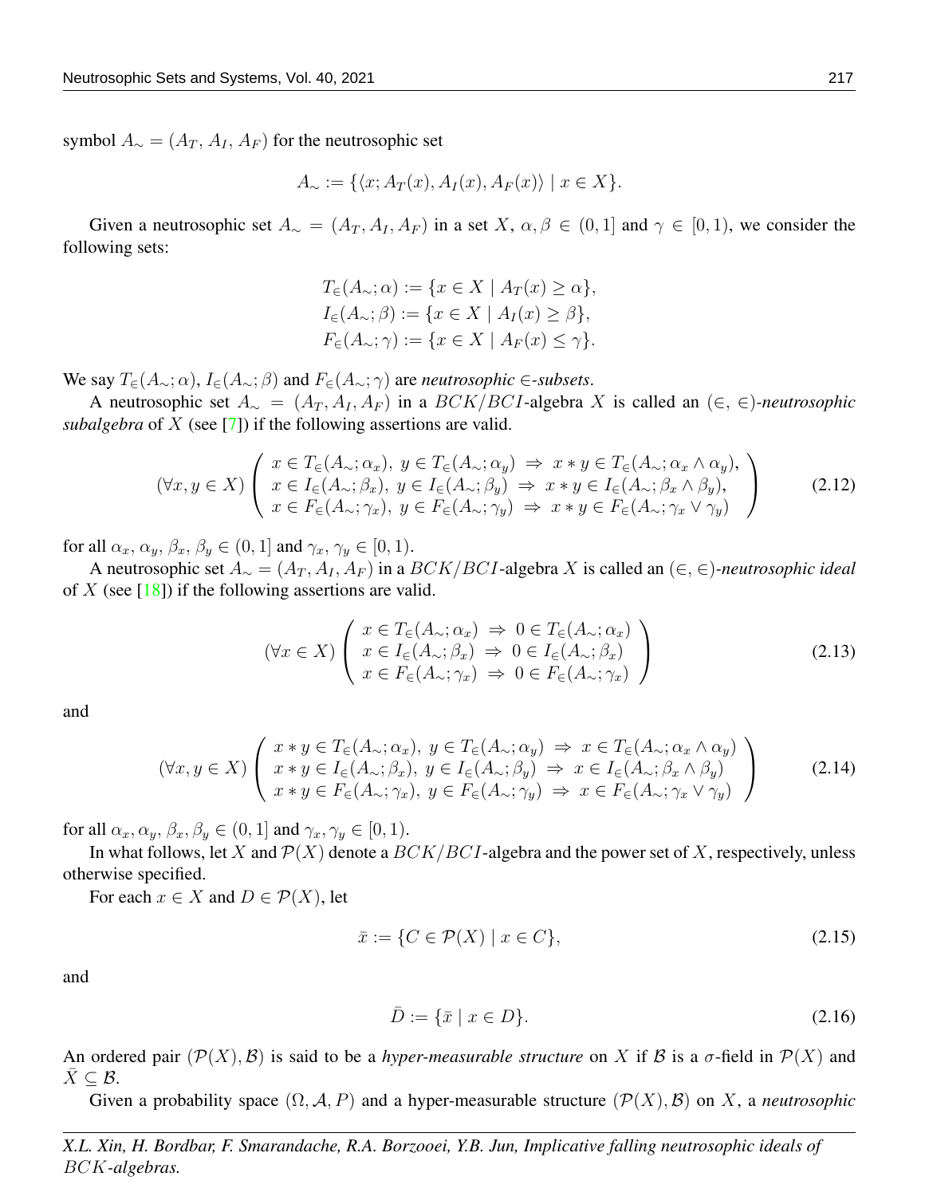symbol $A_\sim = (A_T, A_I, A_F)$ for the neutrosophic set

$$A_\sim := \{\langle x; A_T(x), A_I(x), A_F(x)\rangle \mid x \in X\}.$$

Given a neutrosophic set $A_\sim = (A_T, A_I, A_F)$ in a set $X$, $\alpha, \beta \in (0, 1]$ and $\gamma \in [0, 1)$, we consider the following sets:

$$\begin{aligned}
T_\in(A_\sim; \alpha) &:= \{x \in X \mid A_T(x) \geq \alpha\}, \\
I_\in(A_\sim; \beta) &:= \{x \in X \mid A_I(x) \geq \beta\}, \\
F_\in(A_\sim; \gamma) &:= \{x \in X \mid A_F(x) \leq \gamma\}.
\end{aligned}$$

We say $T_\in(A_\sim; \alpha)$, $I_\in(A_\sim; \beta)$ and $F_\in(A_\sim; \gamma)$ are *neutrosophic $\in$-subsets*.

A neutrosophic set $A_\sim = (A_T, A_I, A_F)$ in a $BCK/BCI$-algebra $X$ is called an *$(\in, \in)$-neutrosophic subalgebra* of $X$ (see [7]) if the following assertions are valid.

$$(\forall x, y \in X) \left( \begin{array}{l} x \in T_\in(A_\sim; \alpha_x),\ y \in T_\in(A_\sim; \alpha_y) \ \Rightarrow\ x * y \in T_\in(A_\sim; \alpha_x \wedge \alpha_y), \\ x \in I_\in(A_\sim; \beta_x),\ y \in I_\in(A_\sim; \beta_y) \ \Rightarrow\ x * y \in I_\in(A_\sim; \beta_x \wedge \beta_y), \\ x \in F_\in(A_\sim; \gamma_x),\ y \in F_\in(A_\sim; \gamma_y) \ \Rightarrow\ x * y \in F_\in(A_\sim; \gamma_x \vee \gamma_y) \end{array} \right) \tag{2.12}$$

for all $\alpha_x, \alpha_y, \beta_x, \beta_y \in (0, 1]$ and $\gamma_x, \gamma_y \in [0, 1)$.

A neutrosophic set $A_\sim = (A_T, A_I, A_F)$ in a $BCK/BCI$-algebra $X$ is called an *$(\in, \in)$-neutrosophic ideal* of $X$ (see [18]) if the following assertions are valid.

$$(\forall x \in X) \left( \begin{array}{l} x \in T_\in(A_\sim; \alpha_x) \ \Rightarrow\ 0 \in T_\in(A_\sim; \alpha_x) \\ x \in I_\in(A_\sim; \beta_x) \ \Rightarrow\ 0 \in I_\in(A_\sim; \beta_x) \\ x \in F_\in(A_\sim; \gamma_x) \ \Rightarrow\ 0 \in F_\in(A_\sim; \gamma_x) \end{array} \right) \tag{2.13}$$

and

$$(\forall x, y \in X) \left( \begin{array}{l} x * y \in T_\in(A_\sim; \alpha_x),\ y \in T_\in(A_\sim; \alpha_y) \ \Rightarrow\ x \in T_\in(A_\sim; \alpha_x \wedge \alpha_y) \\ x * y \in I_\in(A_\sim; \beta_x),\ y \in I_\in(A_\sim; \beta_y) \ \Rightarrow\ x \in I_\in(A_\sim; \beta_x \wedge \beta_y) \\ x * y \in F_\in(A_\sim; \gamma_x),\ y \in F_\in(A_\sim; \gamma_y) \ \Rightarrow\ x \in F_\in(A_\sim; \gamma_x \vee \gamma_y) \end{array} \right) \tag{2.14}$$

for all $\alpha_x, \alpha_y, \beta_x, \beta_y \in (0, 1]$ and $\gamma_x, \gamma_y \in [0, 1)$.

In what follows, let $X$ and $\mathcal{P}(X)$ denote a $BCK/BCI$-algebra and the power set of $X$, respectively, unless otherwise specified.

For each $x \in X$ and $D \in \mathcal{P}(X)$, let

$$\bar{x} := \{C \in \mathcal{P}(X) \mid x \in C\}, \tag{2.15}$$

and

$$\bar{D} := \{\bar{x} \mid x \in D\}. \tag{2.16}$$

An ordered pair $(\mathcal{P}(X), \mathcal{B})$ is said to be a *hyper-measurable structure* on $X$ if $\mathcal{B}$ is a $\sigma$-field in $\mathcal{P}(X)$ and $\bar{X} \subseteq \mathcal{B}$.

Given a probability space $(\Omega, \mathcal{A}, P)$ and a hyper-measurable structure $(\mathcal{P}(X), \mathcal{B})$ on $X$, a *neutrosophic*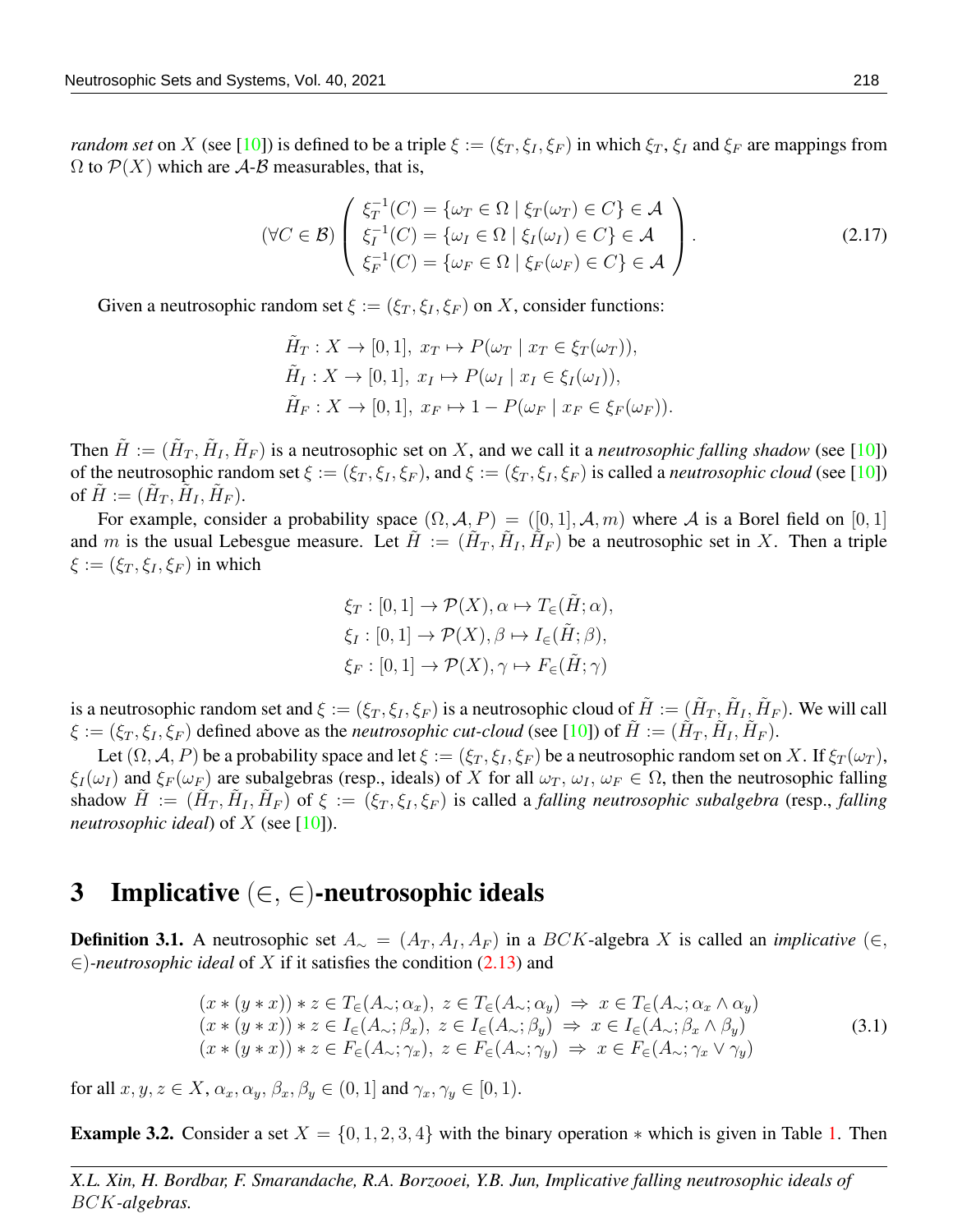*random set* on $X$ (see [10]) is defined to be a triple $\xi := (\xi_T, \xi_I, \xi_F)$ in which $\xi_T$, $\xi_I$ and $\xi_F$ are mappings from $\Omega$ to $\mathcal{P}(X)$ which are $\mathcal{A}$-$\mathcal{B}$ measurables, that is,

$$(\forall C \in \mathcal{B}) \left( \begin{array}{l} \xi_T^{-1}(C) = \{\omega_T \in \Omega \mid \xi_T(\omega_T) \in C\} \in \mathcal{A} \\ \xi_I^{-1}(C) = \{\omega_I \in \Omega \mid \xi_I(\omega_I) \in C\} \in \mathcal{A} \\ \xi_F^{-1}(C) = \{\omega_F \in \Omega \mid \xi_F(\omega_F) \in C\} \in \mathcal{A} \end{array} \right). \tag{2.17}$$

Given a neutrosophic random set $\xi := (\xi_T, \xi_I, \xi_F)$ on $X$, consider functions:

$$\begin{aligned} &\tilde{H}_T : X \to [0,1],\ x_T \mapsto P(\omega_T \mid x_T \in \xi_T(\omega_T)), \\ &\tilde{H}_I : X \to [0,1],\ x_I \mapsto P(\omega_I \mid x_I \in \xi_I(\omega_I)), \\ &\tilde{H}_F : X \to [0,1],\ x_F \mapsto 1 - P(\omega_F \mid x_F \in \xi_F(\omega_F)). \end{aligned}$$

Then $\tilde{H} := (\tilde{H}_T, \tilde{H}_I, \tilde{H}_F)$ is a neutrosophic set on $X$, and we call it a *neutrosophic falling shadow* (see [10]) of the neutrosophic random set $\xi := (\xi_T, \xi_I, \xi_F)$, and $\xi := (\xi_T, \xi_I, \xi_F)$ is called a *neutrosophic cloud* (see [10]) of $\tilde{H} := (\tilde{H}_T, \tilde{H}_I, \tilde{H}_F)$.

For example, consider a probability space $(\Omega, \mathcal{A}, P) = ([0,1], \mathcal{A}, m)$ where $\mathcal{A}$ is a Borel field on $[0,1]$ and $m$ is the usual Lebesgue measure. Let $\tilde{H} := (\tilde{H}_T, \tilde{H}_I, \tilde{H}_F)$ be a neutrosophic set in $X$. Then a triple $\xi := (\xi_T, \xi_I, \xi_F)$ in which

$$\begin{aligned} &\xi_T : [0,1] \to \mathcal{P}(X), \alpha \mapsto T_\in(\tilde{H}; \alpha), \\ &\xi_I : [0,1] \to \mathcal{P}(X), \beta \mapsto I_\in(\tilde{H}; \beta), \\ &\xi_F : [0,1] \to \mathcal{P}(X), \gamma \mapsto F_\in(\tilde{H}; \gamma) \end{aligned}$$

is a neutrosophic random set and $\xi := (\xi_T, \xi_I, \xi_F)$ is a neutrosophic cloud of $\tilde{H} := (\tilde{H}_T, \tilde{H}_I, \tilde{H}_F)$. We will call $\xi := (\xi_T, \xi_I, \xi_F)$ defined above as the *neutrosophic cut-cloud* (see [10]) of $\tilde{H} := (\tilde{H}_T, \tilde{H}_I, \tilde{H}_F)$.

Let $(\Omega, \mathcal{A}, P)$ be a probability space and let $\xi := (\xi_T, \xi_I, \xi_F)$ be a neutrosophic random set on $X$. If $\xi_T(\omega_T)$, $\xi_I(\omega_I)$ and $\xi_F(\omega_F)$ are subalgebras (resp., ideals) of $X$ for all $\omega_T$, $\omega_I$, $\omega_F \in \Omega$, then the neutrosophic falling shadow $\tilde{H} := (\tilde{H}_T, \tilde{H}_I, \tilde{H}_F)$ of $\xi := (\xi_T, \xi_I, \xi_F)$ is called a *falling neutrosophic subalgebra* (resp., *falling neutrosophic ideal*) of $X$ (see [10]).

# 3 Implicative $(\in, \in)$-neutrosophic ideals

**Definition 3.1.** A neutrosophic set $A_\sim = (A_T, A_I, A_F)$ in a $BCK$-algebra $X$ is called an *implicative* $(\in, \in)$*-neutrosophic ideal* of $X$ if it satisfies the condition (2.13) and

$$\begin{array}{l} (x * (y * x)) * z \in T_\in(A_\sim; \alpha_x),\ z \in T_\in(A_\sim; \alpha_y) \ \Rightarrow\ x \in T_\in(A_\sim; \alpha_x \wedge \alpha_y) \\ (x * (y * x)) * z \in I_\in(A_\sim; \beta_x),\ z \in I_\in(A_\sim; \beta_y) \ \Rightarrow\ x \in I_\in(A_\sim; \beta_x \wedge \beta_y) \\ (x * (y * x)) * z \in F_\in(A_\sim; \gamma_x),\ z \in F_\in(A_\sim; \gamma_y) \ \Rightarrow\ x \in F_\in(A_\sim; \gamma_x \vee \gamma_y) \end{array} \tag{3.1}$$

for all $x, y, z \in X$, $\alpha_x, \alpha_y, \beta_x, \beta_y \in (0,1]$ and $\gamma_x, \gamma_y \in [0,1)$.

**Example 3.2.** Consider a set $X = \{0,1,2,3,4\}$ with the binary operation $*$ which is given in Table 1. Then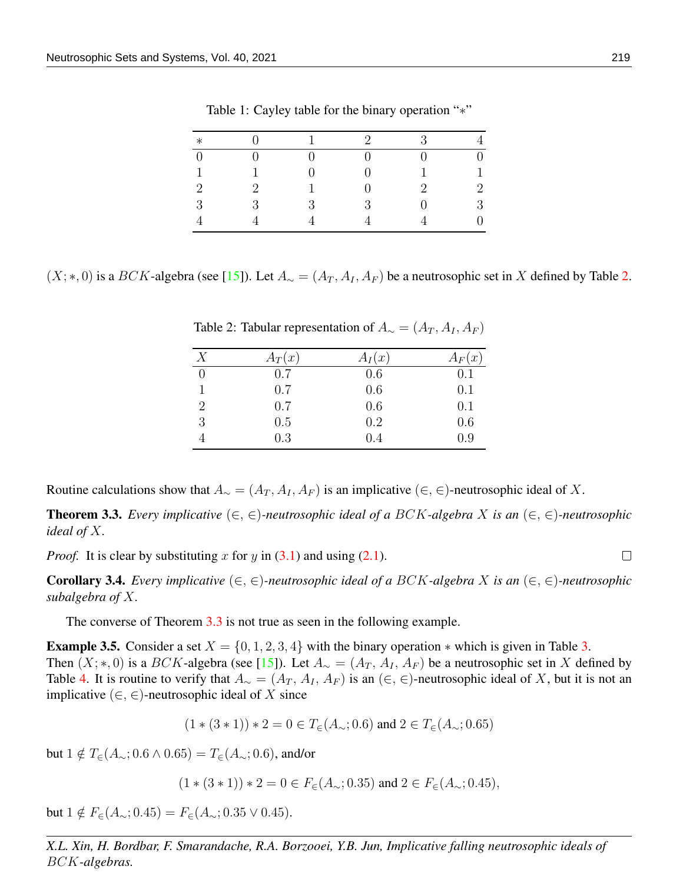Table 1: Cayley table for the binary operation "$*$"

| $*$ | 0 | 1 | 2 | 3 | 4 |
|---|---|---|---|---|---|
| 0 | 0 | 0 | 0 | 0 | 0 |
| 1 | 1 | 0 | 0 | 1 | 1 |
| 2 | 2 | 1 | 0 | 2 | 2 |
| 3 | 3 | 3 | 3 | 0 | 3 |
| 4 | 4 | 4 | 4 | 4 | 0 |

$(X; *, 0)$ is a $BCK$-algebra (see [15]). Let $A_\sim = (A_T, A_I, A_F)$ be a neutrosophic set in $X$ defined by Table 2.

Table 2: Tabular representation of $A_\sim = (A_T, A_I, A_F)$

| $X$ | $A_T(x)$ | $A_I(x)$ | $A_F(x)$ |
|---|---|---|---|
| 0 | 0.7 | 0.6 | 0.1 |
| 1 | 0.7 | 0.6 | 0.1 |
| 2 | 0.7 | 0.6 | 0.1 |
| 3 | 0.5 | 0.2 | 0.6 |
| 4 | 0.3 | 0.4 | 0.9 |

Routine calculations show that $A_\sim = (A_T, A_I, A_F)$ is an implicative $(\in, \in)$-neutrosophic ideal of $X$.

**Theorem 3.3.** *Every implicative $(\in, \in)$-neutrosophic ideal of a $BCK$-algebra $X$ is an $(\in, \in)$-neutrosophic ideal of $X$.*

*Proof.* It is clear by substituting $x$ for $y$ in (3.1) and using (2.1). □

**Corollary 3.4.** *Every implicative $(\in, \in)$-neutrosophic ideal of a $BCK$-algebra $X$ is an $(\in, \in)$-neutrosophic subalgebra of $X$.*

The converse of Theorem 3.3 is not true as seen in the following example.

**Example 3.5.** Consider a set $X = \{0, 1, 2, 3, 4\}$ with the binary operation $*$ which is given in Table 3. Then $(X; *, 0)$ is a $BCK$-algebra (see [15]). Let $A_\sim = (A_T, A_I, A_F)$ be a neutrosophic set in $X$ defined by Table 4. It is routine to verify that $A_\sim = (A_T, A_I, A_F)$ is an $(\in, \in)$-neutrosophic ideal of $X$, but it is not an implicative $(\in, \in)$-neutrosophic ideal of $X$ since

$$(1 * (3 * 1)) * 2 = 0 \in T_\in(A_\sim; 0.6) \text{ and } 2 \in T_\in(A_\sim; 0.65)$$

but $1 \notin T_\in(A_\sim; 0.6 \wedge 0.65) = T_\in(A_\sim; 0.6)$, and/or

$$(1 * (3 * 1)) * 2 = 0 \in F_\in(A_\sim; 0.35) \text{ and } 2 \in F_\in(A_\sim; 0.45),$$

but $1 \notin F_\in(A_\sim; 0.45) = F_\in(A_\sim; 0.35 \vee 0.45)$.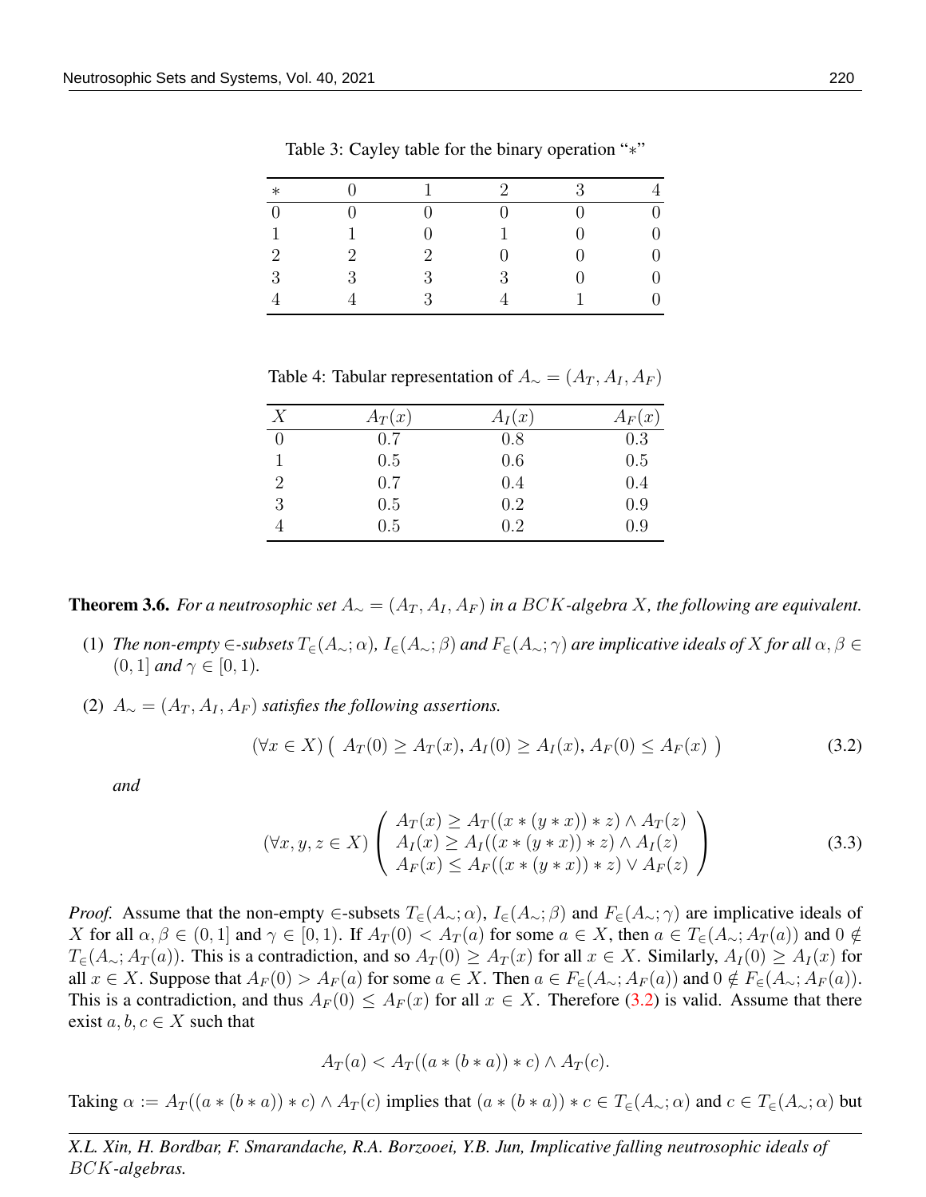Table 3: Cayley table for the binary operation "$*$"

| $*$ | 0 | 1 | 2 | 3 | 4 |
|---|---|---|---|---|---|
| 0 | 0 | 0 | 0 | 0 | 0 |
| 1 | 1 | 0 | 1 | 0 | 0 |
| 2 | 2 | 2 | 0 | 0 | 0 |
| 3 | 3 | 3 | 3 | 0 | 0 |
| 4 | 4 | 3 | 4 | 1 | 0 |

Table 4: Tabular representation of $A_\sim = (A_T, A_I, A_F)$

| $X$ | $A_T(x)$ | $A_I(x)$ | $A_F(x)$ |
|---|---|---|---|
| 0 | 0.7 | 0.8 | 0.3 |
| 1 | 0.5 | 0.6 | 0.5 |
| 2 | 0.7 | 0.4 | 0.4 |
| 3 | 0.5 | 0.2 | 0.9 |
| 4 | 0.5 | 0.2 | 0.9 |

**Theorem 3.6.** *For a neutrosophic set $A_\sim = (A_T, A_I, A_F)$ in a $BCK$-algebra $X$, the following are equivalent.*

(1) *The non-empty $\in$-subsets $T_\in(A_\sim;\alpha)$, $I_\in(A_\sim;\beta)$ and $F_\in(A_\sim;\gamma)$ are implicative ideals of $X$ for all $\alpha, \beta \in (0,1]$ and $\gamma \in [0,1)$.*

(2) *$A_\sim = (A_T, A_I, A_F)$ satisfies the following assertions.*

$$(\forall x \in X)\left( A_T(0) \geq A_T(x), A_I(0) \geq A_I(x), A_F(0) \leq A_F(x) \right) \tag{3.2}$$

*and*

$$(\forall x, y, z \in X)\left( \begin{array}{l} A_T(x) \geq A_T((x*(y*x))*z) \wedge A_T(z) \\ A_I(x) \geq A_I((x*(y*x))*z) \wedge A_I(z) \\ A_F(x) \leq A_F((x*(y*x))*z) \vee A_F(z) \end{array} \right) \tag{3.3}$$

*Proof.* Assume that the non-empty $\in$-subsets $T_\in(A_\sim;\alpha)$, $I_\in(A_\sim;\beta)$ and $F_\in(A_\sim;\gamma)$ are implicative ideals of $X$ for all $\alpha, \beta \in (0,1]$ and $\gamma \in [0,1)$. If $A_T(0) < A_T(a)$ for some $a \in X$, then $a \in T_\in(A_\sim; A_T(a))$ and $0 \notin T_\in(A_\sim; A_T(a))$. This is a contradiction, and so $A_T(0) \geq A_T(x)$ for all $x \in X$. Similarly, $A_I(0) \geq A_I(x)$ for all $x \in X$. Suppose that $A_F(0) > A_F(a)$ for some $a \in X$. Then $a \in F_\in(A_\sim; A_F(a))$ and $0 \notin F_\in(A_\sim; A_F(a))$. This is a contradiction, and thus $A_F(0) \leq A_F(x)$ for all $x \in X$. Therefore (3.2) is valid. Assume that there exist $a, b, c \in X$ such that

$$A_T(a) < A_T((a*(b*a))*c) \wedge A_T(c).$$

Taking $\alpha := A_T((a*(b*a))*c) \wedge A_T(c)$ implies that $(a*(b*a))*c \in T_\in(A_\sim;\alpha)$ and $c \in T_\in(A_\sim;\alpha)$ but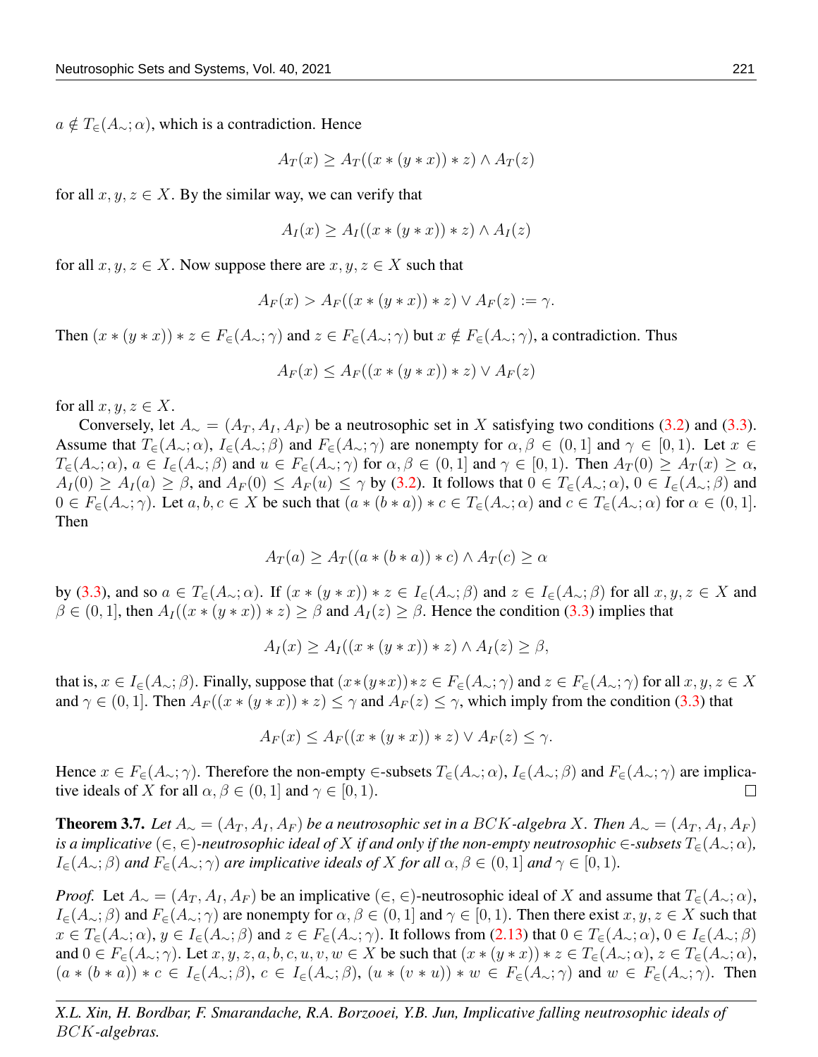$a \notin T_{\in}(A_{\sim};\alpha)$, which is a contradiction. Hence

$$A_T(x) \geq A_T((x*(y*x))*z) \wedge A_T(z)$$

for all $x, y, z \in X$. By the similar way, we can verify that

$$A_I(x) \geq A_I((x*(y*x))*z) \wedge A_I(z)$$

for all $x, y, z \in X$. Now suppose there are $x, y, z \in X$ such that

$$A_F(x) > A_F((x*(y*x))*z) \vee A_F(z) := \gamma.$$

Then $(x*(y*x))*z \in F_{\in}(A_{\sim};\gamma)$ and $z \in F_{\in}(A_{\sim};\gamma)$ but $x \notin F_{\in}(A_{\sim};\gamma)$, a contradiction. Thus

$$A_F(x) \leq A_F((x*(y*x))*z) \vee A_F(z)$$

for all $x, y, z \in X$.

Conversely, let $A_{\sim} = (A_T, A_I, A_F)$ be a neutrosophic set in $X$ satisfying two conditions (3.2) and (3.3). Assume that $T_{\in}(A_{\sim};\alpha)$, $I_{\in}(A_{\sim};\beta)$ and $F_{\in}(A_{\sim};\gamma)$ are nonempty for $\alpha, \beta \in (0,1]$ and $\gamma \in [0,1)$. Let $x \in T_{\in}(A_{\sim};\alpha)$, $a \in I_{\in}(A_{\sim};\beta)$ and $u \in F_{\in}(A_{\sim};\gamma)$ for $\alpha, \beta \in (0,1]$ and $\gamma \in [0,1)$. Then $A_T(0) \geq A_T(x) \geq \alpha$, $A_I(0) \geq A_I(a) \geq \beta$, and $A_F(0) \leq A_F(u) \leq \gamma$ by (3.2). It follows that $0 \in T_{\in}(A_{\sim};\alpha)$, $0 \in I_{\in}(A_{\sim};\beta)$ and $0 \in F_{\in}(A_{\sim};\gamma)$. Let $a, b, c \in X$ be such that $(a*(b*a))*c \in T_{\in}(A_{\sim};\alpha)$ and $c \in T_{\in}(A_{\sim};\alpha)$ for $\alpha \in (0,1]$. Then

$$A_T(a) \geq A_T((a*(b*a))*c) \wedge A_T(c) \geq \alpha$$

by (3.3), and so $a \in T_{\in}(A_{\sim};\alpha)$. If $(x*(y*x))*z \in I_{\in}(A_{\sim};\beta)$ and $z \in I_{\in}(A_{\sim};\beta)$ for all $x, y, z \in X$ and $\beta \in (0,1]$, then $A_I((x*(y*x))*z) \geq \beta$ and $A_I(z) \geq \beta$. Hence the condition (3.3) implies that

$$A_I(x) \geq A_I((x*(y*x))*z) \wedge A_I(z) \geq \beta,$$

that is, $x \in I_{\in}(A_{\sim};\beta)$. Finally, suppose that $(x*(y*x))*z \in F_{\in}(A_{\sim};\gamma)$ and $z \in F_{\in}(A_{\sim};\gamma)$ for all $x, y, z \in X$ and $\gamma \in (0,1]$. Then $A_F((x*(y*x))*z) \leq \gamma$ and $A_F(z) \leq \gamma$, which imply from the condition (3.3) that

$$A_F(x) \leq A_F((x*(y*x))*z) \vee A_F(z) \leq \gamma.$$

Hence $x \in F_{\in}(A_{\sim};\gamma)$. Therefore the non-empty $\in$-subsets $T_{\in}(A_{\sim};\alpha)$, $I_{\in}(A_{\sim};\beta)$ and $F_{\in}(A_{\sim};\gamma)$ are implicative ideals of $X$ for all $\alpha, \beta \in (0,1]$ and $\gamma \in [0,1)$. □

**Theorem 3.7.** *Let $A_{\sim} = (A_T, A_I, A_F)$ be a neutrosophic set in a $BCK$-algebra $X$. Then $A_{\sim} = (A_T, A_I, A_F)$ is a implicative $(\in, \in)$-neutrosophic ideal of $X$ if and only if the non-empty neutrosophic $\in$-subsets $T_{\in}(A_{\sim};\alpha)$, $I_{\in}(A_{\sim};\beta)$ and $F_{\in}(A_{\sim};\gamma)$ are implicative ideals of $X$ for all $\alpha, \beta \in (0,1]$ and $\gamma \in [0,1)$.*

*Proof.* Let $A_{\sim} = (A_T, A_I, A_F)$ be an implicative $(\in, \in)$-neutrosophic ideal of $X$ and assume that $T_{\in}(A_{\sim};\alpha)$, $I_{\in}(A_{\sim};\beta)$ and $F_{\in}(A_{\sim};\gamma)$ are nonempty for $\alpha, \beta \in (0,1]$ and $\gamma \in [0,1)$. Then there exist $x, y, z \in X$ such that $x \in T_{\in}(A_{\sim};\alpha)$, $y \in I_{\in}(A_{\sim};\beta)$ and $z \in F_{\in}(A_{\sim};\gamma)$. It follows from (2.13) that $0 \in T_{\in}(A_{\sim};\alpha)$, $0 \in I_{\in}(A_{\sim};\beta)$ and $0 \in F_{\in}(A_{\sim};\gamma)$. Let $x, y, z, a, b, c, u, v, w \in X$ be such that $(x*(y*x))*z \in T_{\in}(A_{\sim};\alpha)$, $z \in T_{\in}(A_{\sim};\alpha)$, $(a*(b*a))*c \in I_{\in}(A_{\sim};\beta)$, $c \in I_{\in}(A_{\sim};\beta)$, $(u*(v*u))*w \in F_{\in}(A_{\sim};\gamma)$ and $w \in F_{\in}(A_{\sim};\gamma)$. Then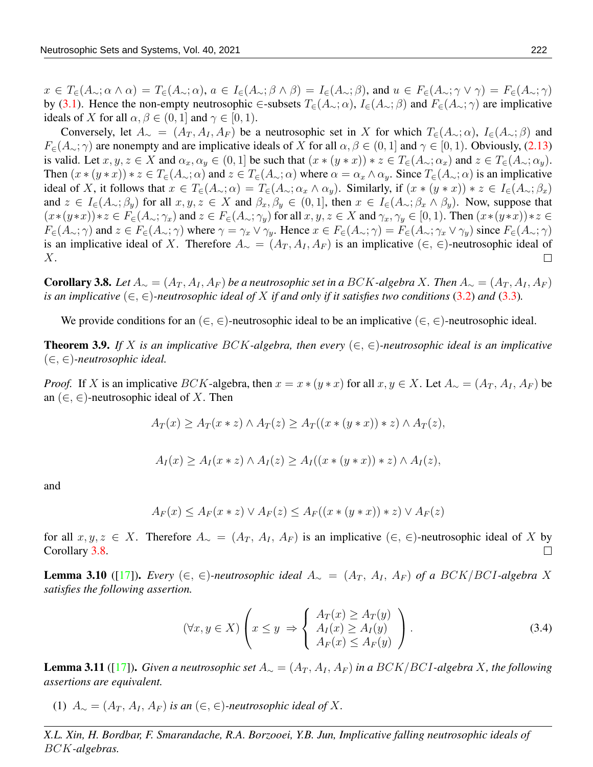$x \in T_{\in}(A_{\sim}; \alpha \wedge \alpha) = T_{\in}(A_{\sim}; \alpha)$, $a \in I_{\in}(A_{\sim}; \beta \wedge \beta) = I_{\in}(A_{\sim}; \beta)$, and $u \in F_{\in}(A_{\sim}; \gamma \vee \gamma) = F_{\in}(A_{\sim}; \gamma)$ by (3.1). Hence the non-empty neutrosophic $\in$-subsets $T_{\in}(A_{\sim}; \alpha)$, $I_{\in}(A_{\sim}; \beta)$ and $F_{\in}(A_{\sim}; \gamma)$ are implicative ideals of $X$ for all $\alpha, \beta \in (0, 1]$ and $\gamma \in [0, 1)$.

Conversely, let $A_{\sim} = (A_T, A_I, A_F)$ be a neutrosophic set in $X$ for which $T_{\in}(A_{\sim}; \alpha)$, $I_{\in}(A_{\sim}; \beta)$ and $F_{\in}(A_{\sim}; \gamma)$ are nonempty and are implicative ideals of $X$ for all $\alpha, \beta \in (0, 1]$ and $\gamma \in [0, 1)$. Obviously, (2.13) is valid. Let $x, y, z \in X$ and $\alpha_x, \alpha_y \in (0, 1]$ be such that $(x * (y * x)) * z \in T_{\in}(A_{\sim}; \alpha_x)$ and $z \in T_{\in}(A_{\sim}; \alpha_y)$. Then $(x * (y * x)) * z \in T_{\in}(A_{\sim}; \alpha)$ and $z \in T_{\in}(A_{\sim}; \alpha)$ where $\alpha = \alpha_x \wedge \alpha_y$. Since $T_{\in}(A_{\sim}; \alpha)$ is an implicative ideal of $X$, it follows that $x \in T_{\in}(A_{\sim}; \alpha) = T_{\in}(A_{\sim}; \alpha_x \wedge \alpha_y)$. Similarly, if $(x * (y * x)) * z \in I_{\in}(A_{\sim}; \beta_x)$ and $z \in I_{\in}(A_{\sim}; \beta_y)$ for all $x, y, z \in X$ and $\beta_x, \beta_y \in (0, 1]$, then $x \in I_{\in}(A_{\sim}; \beta_x \wedge \beta_y)$. Now, suppose that $(x*(y*x))*z \in F_{\in}(A_{\sim}; \gamma_x)$ and $z \in F_{\in}(A_{\sim}; \gamma_y)$ for all $x, y, z \in X$ and $\gamma_x, \gamma_y \in [0, 1)$. Then $(x*(y*x))*z \in F_{\in}(A_{\sim}; \gamma)$ and $z \in F_{\in}(A_{\sim}; \gamma)$ where $\gamma = \gamma_x \vee \gamma_y$. Hence $x \in F_{\in}(A_{\sim}; \gamma) = F_{\in}(A_{\sim}; \gamma_x \vee \gamma_y)$ since $F_{\in}(A_{\sim}; \gamma)$ is an implicative ideal of $X$. Therefore $A_{\sim} = (A_T, A_I, A_F)$ is an implicative $(\in, \in)$-neutrosophic ideal of $X$. □

**Corollary 3.8.** *Let $A_{\sim} = (A_T, A_I, A_F)$ be a neutrosophic set in a $BCK$-algebra $X$. Then $A_{\sim} = (A_T, A_I, A_F)$ is an implicative $(\in, \in)$-neutrosophic ideal of $X$ if and only if it satisfies two conditions (3.2) and (3.3).*

We provide conditions for an $(\in, \in)$-neutrosophic ideal to be an implicative $(\in, \in)$-neutrosophic ideal.

**Theorem 3.9.** *If $X$ is an implicative $BCK$-algebra, then every $(\in, \in)$-neutrosophic ideal is an implicative $(\in, \in)$-neutrosophic ideal.*

*Proof.* If $X$ is an implicative $BCK$-algebra, then $x = x * (y * x)$ for all $x, y \in X$. Let $A_{\sim} = (A_T, A_I, A_F)$ be an $(\in, \in)$-neutrosophic ideal of $X$. Then

$$A_T(x) \geq A_T(x * z) \wedge A_T(z) \geq A_T((x * (y * x)) * z) \wedge A_T(z),$$

$$A_I(x) \geq A_I(x * z) \wedge A_I(z) \geq A_I((x * (y * x)) * z) \wedge A_I(z),$$

and

$$A_F(x) \leq A_F(x * z) \vee A_F(z) \leq A_F((x * (y * x)) * z) \vee A_F(z)$$

for all $x, y, z \in X$. Therefore $A_{\sim} = (A_T, A_I, A_F)$ is an implicative $(\in, \in)$-neutrosophic ideal of $X$ by Corollary 3.8. □

**Lemma 3.10** ([17]). *Every $(\in, \in)$-neutrosophic ideal $A_{\sim} = (A_T, A_I, A_F)$ of a $BCK/BCI$-algebra $X$ satisfies the following assertion.*

$$(\forall x, y \in X) \left( x \leq y \Rightarrow \left\{ \begin{array}{l} A_T(x) \geq A_T(y) \\ A_I(x) \geq A_I(y) \\ A_F(x) \leq A_F(y) \end{array} \right. \right). \tag{3.4}$$

**Lemma 3.11** ([17]). *Given a neutrosophic set $A_{\sim} = (A_T, A_I, A_F)$ in a $BCK/BCI$-algebra $X$, the following assertions are equivalent.*

(1) *$A_{\sim} = (A_T, A_I, A_F)$ is an $(\in, \in)$-neutrosophic ideal of $X$.*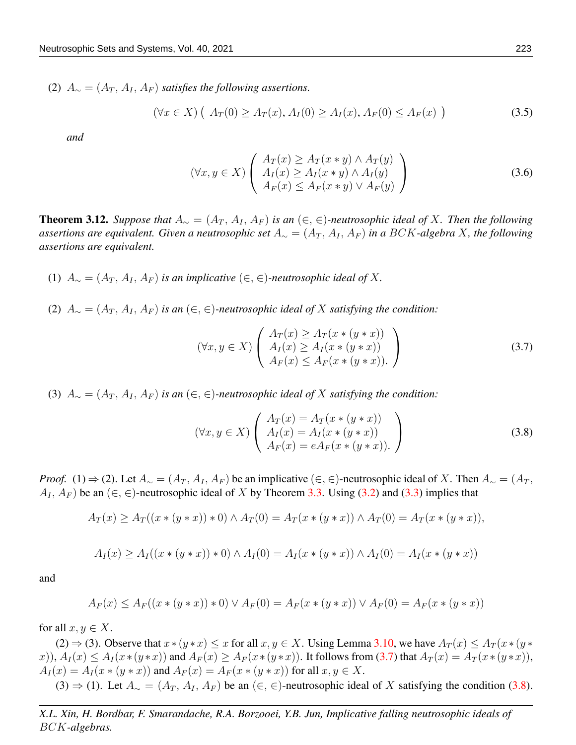(2) $A_\sim = (A_T, A_I, A_F)$ *satisfies the following assertions.*

$$(\forall x \in X)\left( A_T(0) \geq A_T(x), A_I(0) \geq A_I(x), A_F(0) \leq A_F(x) \right) \tag{3.5}$$

*and*

$$(\forall x, y \in X)\left( \begin{array}{l} A_T(x) \geq A_T(x * y) \wedge A_T(y) \\ A_I(x) \geq A_I(x * y) \wedge A_I(y) \\ A_F(x) \leq A_F(x * y) \vee A_F(y) \end{array} \right) \tag{3.6}$$

**Theorem 3.12.** *Suppose that $A_\sim = (A_T, A_I, A_F)$ is an $(\in, \in)$-neutrosophic ideal of $X$. Then the following assertions are equivalent. Given a neutrosophic set $A_\sim = (A_T, A_I, A_F)$ in a $BCK$-algebra $X$, the following assertions are equivalent.*

(1) $A_\sim = (A_T, A_I, A_F)$ *is an implicative $(\in, \in)$-neutrosophic ideal of $X$.*

(2) $A_\sim = (A_T, A_I, A_F)$ *is an $(\in, \in)$-neutrosophic ideal of $X$ satisfying the condition:*

$$(\forall x, y \in X)\left( \begin{array}{l} A_T(x) \geq A_T(x * (y * x)) \\ A_I(x) \geq A_I(x * (y * x)) \\ A_F(x) \leq A_F(x * (y * x)). \end{array} \right) \tag{3.7}$$

(3) $A_\sim = (A_T, A_I, A_F)$ *is an $(\in, \in)$-neutrosophic ideal of $X$ satisfying the condition:*

$$(\forall x, y \in X)\left( \begin{array}{l} A_T(x) = A_T(x * (y * x)) \\ A_I(x) = A_I(x * (y * x)) \\ A_F(x) = eA_F(x * (y * x)). \end{array} \right) \tag{3.8}$$

*Proof.* (1) ⇒ (2). Let $A_\sim = (A_T, A_I, A_F)$ be an implicative $(\in, \in)$-neutrosophic ideal of $X$. Then $A_\sim = (A_T, A_I, A_F)$ be an $(\in, \in)$-neutrosophic ideal of $X$ by Theorem 3.3. Using (3.2) and (3.3) implies that

$$A_T(x) \geq A_T((x * (y * x)) * 0) \wedge A_T(0) = A_T(x * (y * x)) \wedge A_T(0) = A_T(x * (y * x)),$$

$$A_I(x) \geq A_I((x * (y * x)) * 0) \wedge A_I(0) = A_I(x * (y * x)) \wedge A_I(0) = A_I(x * (y * x))$$

and

$$A_F(x) \leq A_F((x * (y * x)) * 0) \vee A_F(0) = A_F(x * (y * x)) \vee A_F(0) = A_F(x * (y * x))$$

for all $x, y \in X$.

(2) ⇒ (3). Observe that $x * (y * x) \leq x$ for all $x, y \in X$. Using Lemma 3.10, we have $A_T(x) \leq A_T(x * (y * x))$, $A_I(x) \leq A_I(x * (y * x))$ and $A_F(x) \geq A_F(x * (y * x))$. It follows from (3.7) that $A_T(x) = A_T(x * (y * x))$, $A_I(x) = A_I(x * (y * x))$ and $A_F(x) = A_F(x * (y * x))$ for all $x, y \in X$.

(3) ⇒ (1). Let $A_\sim = (A_T, A_I, A_F)$ be an $(\in, \in)$-neutrosophic ideal of $X$ satisfying the condition (3.8).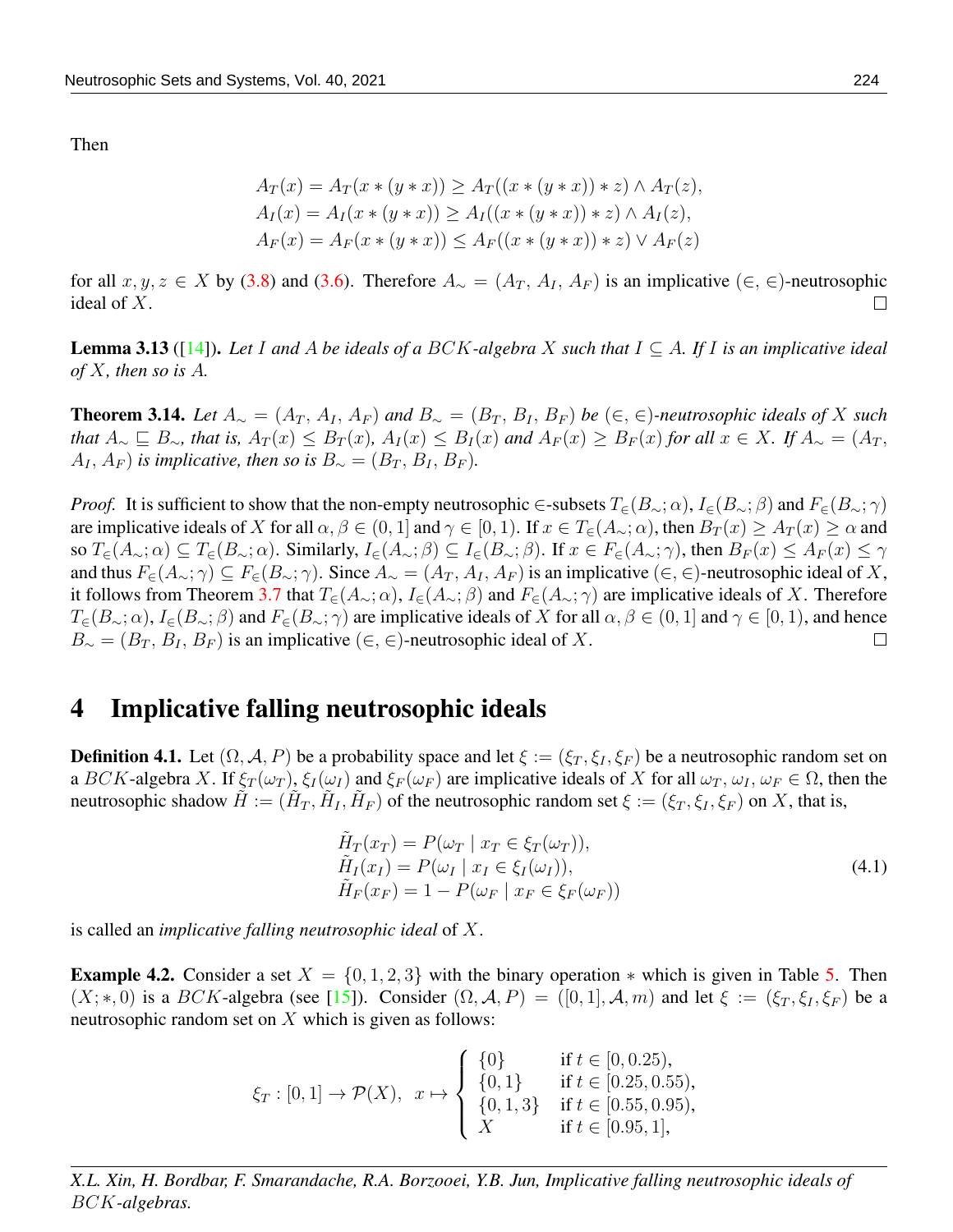Then

$$
\begin{aligned}
A_T(x) &= A_T(x*(y*x)) \geq A_T((x*(y*x))*z) \wedge A_T(z), \\
A_I(x) &= A_I(x*(y*x)) \geq A_I((x*(y*x))*z) \wedge A_I(z), \\
A_F(x) &= A_F(x*(y*x)) \leq A_F((x*(y*x))*z) \vee A_F(z)
\end{aligned}
$$

for all $x, y, z \in X$ by (3.8) and (3.6). Therefore $A_\sim = (A_T, A_I, A_F)$ is an implicative $(\in, \in)$-neutrosophic ideal of $X$. $\square$

**Lemma 3.13** ([14]). *Let $I$ and $A$ be ideals of a $BCK$-algebra $X$ such that $I \subseteq A$. If $I$ is an implicative ideal of $X$, then so is $A$.*

**Theorem 3.14.** *Let $A_\sim = (A_T, A_I, A_F)$ and $B_\sim = (B_T, B_I, B_F)$ be $(\in, \in)$-neutrosophic ideals of $X$ such that $A_\sim \sqsubseteq B_\sim$, that is, $A_T(x) \leq B_T(x)$, $A_I(x) \leq B_I(x)$ and $A_F(x) \geq B_F(x)$ for all $x \in X$. If $A_\sim = (A_T, A_I, A_F)$ is implicative, then so is $B_\sim = (B_T, B_I, B_F)$.*

*Proof.* It is sufficient to show that the non-empty neutrosophic $\in$-subsets $T_\in(B_\sim; \alpha)$, $I_\in(B_\sim; \beta)$ and $F_\in(B_\sim; \gamma)$ are implicative ideals of $X$ for all $\alpha, \beta \in (0, 1]$ and $\gamma \in [0, 1)$. If $x \in T_\in(A_\sim; \alpha)$, then $B_T(x) \geq A_T(x) \geq \alpha$ and so $T_\in(A_\sim; \alpha) \subseteq T_\in(B_\sim; \alpha)$. Similarly, $I_\in(A_\sim; \beta) \subseteq I_\in(B_\sim; \beta)$. If $x \in F_\in(A_\sim; \gamma)$, then $B_F(x) \leq A_F(x) \leq \gamma$ and thus $F_\in(A_\sim; \gamma) \subseteq F_\in(B_\sim; \gamma)$. Since $A_\sim = (A_T, A_I, A_F)$ is an implicative $(\in, \in)$-neutrosophic ideal of $X$, it follows from Theorem 3.7 that $T_\in(A_\sim; \alpha)$, $I_\in(A_\sim; \beta)$ and $F_\in(A_\sim; \gamma)$ are implicative ideals of $X$. Therefore $T_\in(B_\sim; \alpha)$, $I_\in(B_\sim; \beta)$ and $F_\in(B_\sim; \gamma)$ are implicative ideals of $X$ for all $\alpha, \beta \in (0, 1]$ and $\gamma \in [0, 1)$, and hence $B_\sim = (B_T, B_I, B_F)$ is an implicative $(\in, \in)$-neutrosophic ideal of $X$. $\square$

# 4 Implicative falling neutrosophic ideals

**Definition 4.1.** Let $(\Omega, \mathcal{A}, P)$ be a probability space and let $\xi := (\xi_T, \xi_I, \xi_F)$ be a neutrosophic random set on a $BCK$-algebra $X$. If $\xi_T(\omega_T)$, $\xi_I(\omega_I)$ and $\xi_F(\omega_F)$ are implicative ideals of $X$ for all $\omega_T, \omega_I, \omega_F \in \Omega$, then the neutrosophic shadow $\tilde{H} := (\tilde{H}_T, \tilde{H}_I, \tilde{H}_F)$ of the neutrosophic random set $\xi := (\xi_T, \xi_I, \xi_F)$ on $X$, that is,

$$
\begin{aligned}
&\tilde{H}_T(x_T) = P(\omega_T \mid x_T \in \xi_T(\omega_T)), \\
&\tilde{H}_I(x_I) = P(\omega_I \mid x_I \in \xi_I(\omega_I)), \\
&\tilde{H}_F(x_F) = 1 - P(\omega_F \mid x_F \in \xi_F(\omega_F))
\end{aligned}
\tag{4.1}
$$

is called an *implicative falling neutrosophic ideal* of $X$.

**Example 4.2.** Consider a set $X = \{0, 1, 2, 3\}$ with the binary operation $*$ which is given in Table 5. Then $(X; *, 0)$ is a $BCK$-algebra (see [15]). Consider $(\Omega, \mathcal{A}, P) = ([0, 1], \mathcal{A}, m)$ and let $\xi := (\xi_T, \xi_I, \xi_F)$ be a neutrosophic random set on $X$ which is given as follows:

$$
\xi_T : [0, 1] \to \mathcal{P}(X), \quad x \mapsto \begin{cases} \{0\} & \text{if } t \in [0, 0.25), \\ \{0, 1\} & \text{if } t \in [0.25, 0.55), \\ \{0, 1, 3\} & \text{if } t \in [0.55, 0.95), \\ X & \text{if } t \in [0.95, 1], \end{cases}
$$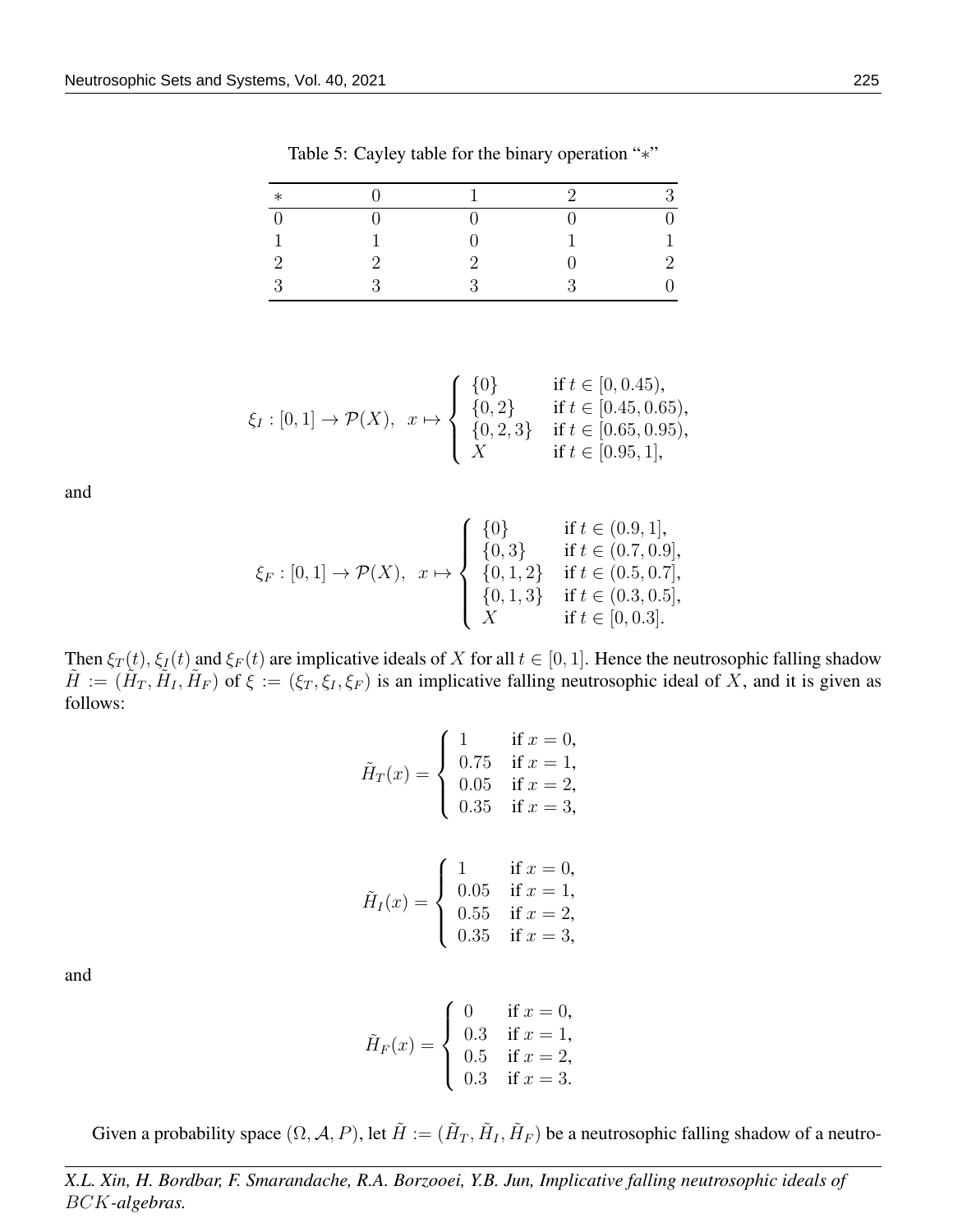Table 5: Cayley table for the binary operation "$*$"

| $*$ | 0 | 1 | 2 | 3 |
|---|---|---|---|---|
| 0 | 0 | 0 | 0 | 0 |
| 1 | 1 | 0 | 1 | 1 |
| 2 | 2 | 2 | 0 | 2 |
| 3 | 3 | 3 | 3 | 0 |

$$\xi_I : [0,1] \to \mathcal{P}(X), \;\; x \mapsto \begin{cases} \{0\} & \text{if } t \in [0, 0.45), \\ \{0,2\} & \text{if } t \in [0.45, 0.65), \\ \{0,2,3\} & \text{if } t \in [0.65, 0.95), \\ X & \text{if } t \in [0.95, 1], \end{cases}$$

and

$$\xi_F : [0,1] \to \mathcal{P}(X), \;\; x \mapsto \begin{cases} \{0\} & \text{if } t \in (0.9, 1], \\ \{0,3\} & \text{if } t \in (0.7, 0.9], \\ \{0,1,2\} & \text{if } t \in (0.5, 0.7], \\ \{0,1,3\} & \text{if } t \in (0.3, 0.5], \\ X & \text{if } t \in [0, 0.3]. \end{cases}$$

Then $\xi_T(t)$, $\xi_I(t)$ and $\xi_F(t)$ are implicative ideals of $X$ for all $t \in [0,1]$. Hence the neutrosophic falling shadow $\tilde{H} := (\tilde{H}_T, \tilde{H}_I, \tilde{H}_F)$ of $\xi := (\xi_T, \xi_I, \xi_F)$ is an implicative falling neutrosophic ideal of $X$, and it is given as follows:

$$\tilde{H}_T(x) = \begin{cases} 1 & \text{if } x = 0, \\ 0.75 & \text{if } x = 1, \\ 0.05 & \text{if } x = 2, \\ 0.35 & \text{if } x = 3, \end{cases}$$

$$\tilde{H}_I(x) = \begin{cases} 1 & \text{if } x = 0, \\ 0.05 & \text{if } x = 1, \\ 0.55 & \text{if } x = 2, \\ 0.35 & \text{if } x = 3, \end{cases}$$

and

$$\tilde{H}_F(x) = \begin{cases} 0 & \text{if } x = 0, \\ 0.3 & \text{if } x = 1, \\ 0.5 & \text{if } x = 2, \\ 0.3 & \text{if } x = 3. \end{cases}$$

Given a probability space $(\Omega, \mathcal{A}, P)$, let $\tilde{H} := (\tilde{H}_T, \tilde{H}_I, \tilde{H}_F)$ be a neutrosophic falling shadow of a neutro-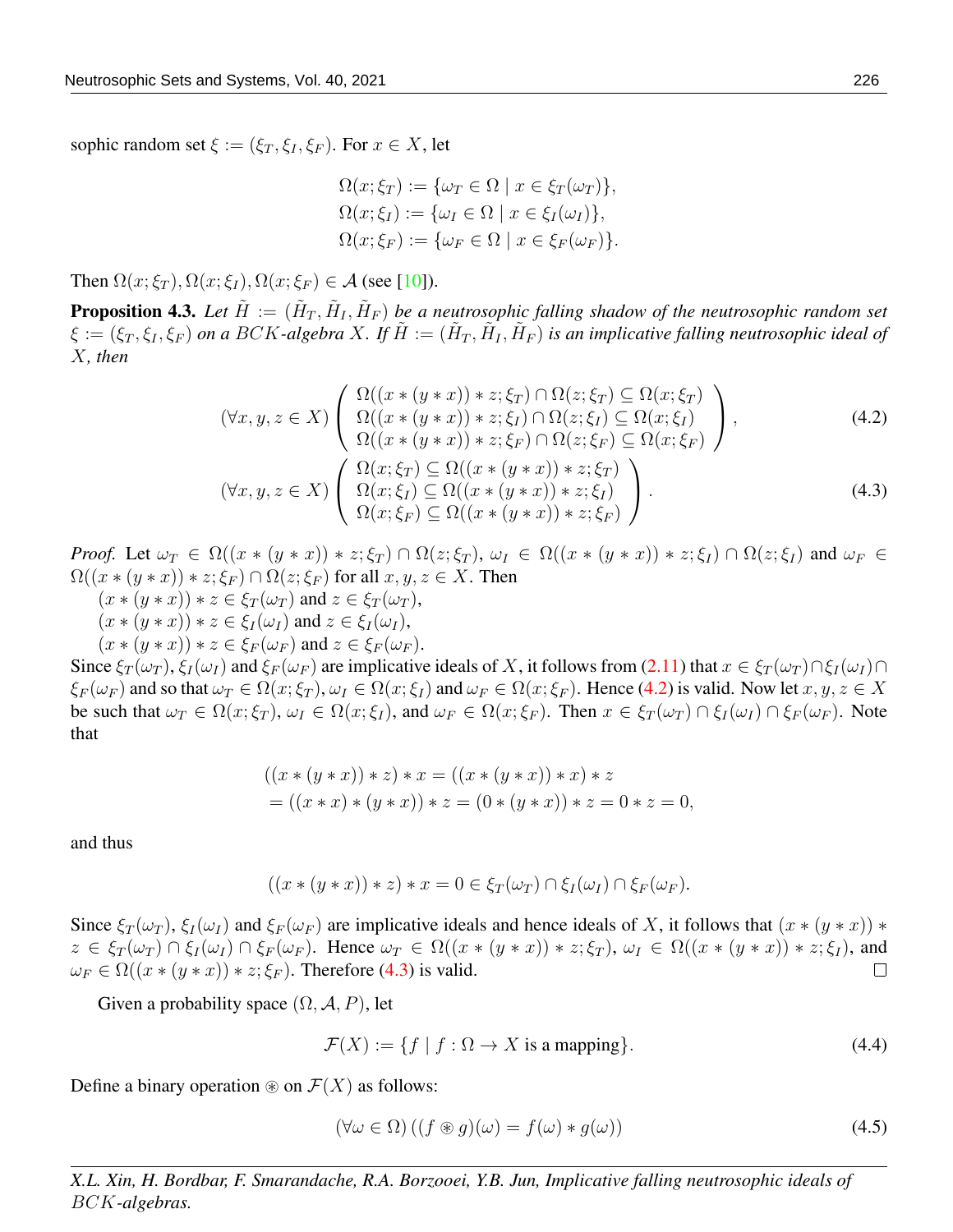sophic random set $\xi := (\xi_T, \xi_I, \xi_F)$. For $x \in X$, let

$$\Omega(x; \xi_T) := \{\omega_T \in \Omega \mid x \in \xi_T(\omega_T)\},$$
$$\Omega(x; \xi_I) := \{\omega_I \in \Omega \mid x \in \xi_I(\omega_I)\},$$
$$\Omega(x; \xi_F) := \{\omega_F \in \Omega \mid x \in \xi_F(\omega_F)\}.$$

Then $\Omega(x; \xi_T), \Omega(x; \xi_I), \Omega(x; \xi_F) \in \mathcal{A}$ (see [10]).

**Proposition 4.3.** *Let $\tilde{H} := (\tilde{H}_T, \tilde{H}_I, \tilde{H}_F)$ be a neutrosophic falling shadow of the neutrosophic random set $\xi := (\xi_T, \xi_I, \xi_F)$ on a $BCK$-algebra $X$. If $\tilde{H} := (\tilde{H}_T, \tilde{H}_I, \tilde{H}_F)$ is an implicative falling neutrosophic ideal of $X$, then*

$$(\forall x, y, z \in X) \left( \begin{array}{l} \Omega((x * (y * x)) * z; \xi_T) \cap \Omega(z; \xi_T) \subseteq \Omega(x; \xi_T) \\ \Omega((x * (y * x)) * z; \xi_I) \cap \Omega(z; \xi_I) \subseteq \Omega(x; \xi_I) \\ \Omega((x * (y * x)) * z; \xi_F) \cap \Omega(z; \xi_F) \subseteq \Omega(x; \xi_F) \end{array} \right), \tag{4.2}$$

$$(\forall x, y, z \in X) \left( \begin{array}{l} \Omega(x; \xi_T) \subseteq \Omega((x * (y * x)) * z; \xi_T) \\ \Omega(x; \xi_I) \subseteq \Omega((x * (y * x)) * z; \xi_I) \\ \Omega(x; \xi_F) \subseteq \Omega((x * (y * x)) * z; \xi_F) \end{array} \right). \tag{4.3}$$

*Proof.* Let $\omega_T \in \Omega((x * (y * x)) * z; \xi_T) \cap \Omega(z; \xi_T)$, $\omega_I \in \Omega((x * (y * x)) * z; \xi_I) \cap \Omega(z; \xi_I)$ and $\omega_F \in \Omega((x * (y * x)) * z; \xi_F) \cap \Omega(z; \xi_F)$ for all $x, y, z \in X$. Then
$(x * (y * x)) * z \in \xi_T(\omega_T)$ and $z \in \xi_T(\omega_T)$,
$(x * (y * x)) * z \in \xi_I(\omega_I)$ and $z \in \xi_I(\omega_I)$,
$(x * (y * x)) * z \in \xi_F(\omega_F)$ and $z \in \xi_F(\omega_F)$.
Since $\xi_T(\omega_T)$, $\xi_I(\omega_I)$ and $\xi_F(\omega_F)$ are implicative ideals of $X$, it follows from (2.11) that $x \in \xi_T(\omega_T) \cap \xi_I(\omega_I) \cap \xi_F(\omega_F)$ and so that $\omega_T \in \Omega(x; \xi_T)$, $\omega_I \in \Omega(x; \xi_I)$ and $\omega_F \in \Omega(x; \xi_F)$. Hence (4.2) is valid. Now let $x, y, z \in X$ be such that $\omega_T \in \Omega(x; \xi_T)$, $\omega_I \in \Omega(x; \xi_I)$, and $\omega_F \in \Omega(x; \xi_F)$. Then $x \in \xi_T(\omega_T) \cap \xi_I(\omega_I) \cap \xi_F(\omega_F)$. Note that

$$((x * (y * x)) * z) * x = ((x * (y * x)) * x) * z$$
$$= ((x * x) * (y * x)) * z = (0 * (y * x)) * z = 0 * z = 0,$$

and thus

$$((x * (y * x)) * z) * x = 0 \in \xi_T(\omega_T) \cap \xi_I(\omega_I) \cap \xi_F(\omega_F).$$

Since $\xi_T(\omega_T)$, $\xi_I(\omega_I)$ and $\xi_F(\omega_F)$ are implicative ideals and hence ideals of $X$, it follows that $(x * (y * x)) * z \in \xi_T(\omega_T) \cap \xi_I(\omega_I) \cap \xi_F(\omega_F)$. Hence $\omega_T \in \Omega((x * (y * x)) * z; \xi_T)$, $\omega_I \in \Omega((x * (y * x)) * z; \xi_I)$, and $\omega_F \in \Omega((x * (y * x)) * z; \xi_F)$. Therefore (4.3) is valid. $\square$

Given a probability space $(\Omega, \mathcal{A}, P)$, let

$$\mathcal{F}(X) := \{f \mid f : \Omega \to X \text{ is a mapping}\}. \tag{4.4}$$

Define a binary operation $\circledast$ on $\mathcal{F}(X)$ as follows:

$$(\forall \omega \in \Omega) \left( (f \circledast g)(\omega) = f(\omega) * g(\omega) \right) \tag{4.5}$$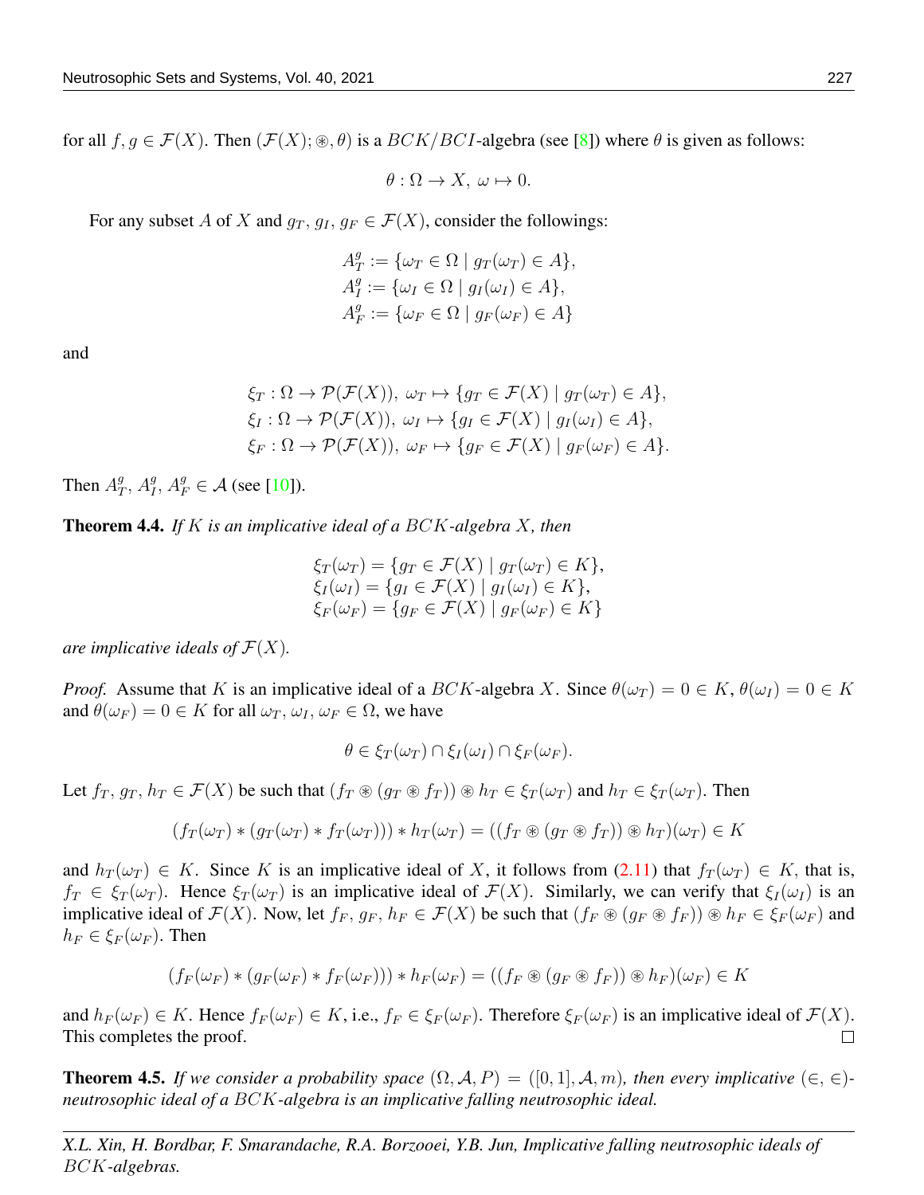for all $f, g \in \mathcal{F}(X)$. Then $(\mathcal{F}(X); \circledast, \theta)$ is a $BCK/BCI$-algebra (see [8]) where $\theta$ is given as follows:

$$\theta : \Omega \to X,\ \omega \mapsto 0.$$

For any subset $A$ of $X$ and $g_T, g_I, g_F \in \mathcal{F}(X)$, consider the followings:

$$\begin{aligned}
A_T^g &:= \{\omega_T \in \Omega \mid g_T(\omega_T) \in A\},\\
A_I^g &:= \{\omega_I \in \Omega \mid g_I(\omega_I) \in A\},\\
A_F^g &:= \{\omega_F \in \Omega \mid g_F(\omega_F) \in A\}
\end{aligned}$$

and

$$\begin{aligned}
\xi_T &: \Omega \to \mathcal{P}(\mathcal{F}(X)),\ \omega_T \mapsto \{g_T \in \mathcal{F}(X) \mid g_T(\omega_T) \in A\},\\
\xi_I &: \Omega \to \mathcal{P}(\mathcal{F}(X)),\ \omega_I \mapsto \{g_I \in \mathcal{F}(X) \mid g_I(\omega_I) \in A\},\\
\xi_F &: \Omega \to \mathcal{P}(\mathcal{F}(X)),\ \omega_F \mapsto \{g_F \in \mathcal{F}(X) \mid g_F(\omega_F) \in A\}.
\end{aligned}$$

Then $A_T^g, A_I^g, A_F^g \in \mathcal{A}$ (see [10]).

**Theorem 4.4.** *If $K$ is an implicative ideal of a $BCK$-algebra $X$, then*

$$\begin{aligned}
\xi_T(\omega_T) &= \{g_T \in \mathcal{F}(X) \mid g_T(\omega_T) \in K\},\\
\xi_I(\omega_I) &= \{g_I \in \mathcal{F}(X) \mid g_I(\omega_I) \in K\},\\
\xi_F(\omega_F) &= \{g_F \in \mathcal{F}(X) \mid g_F(\omega_F) \in K\}
\end{aligned}$$

*are implicative ideals of $\mathcal{F}(X)$.*

*Proof.* Assume that $K$ is an implicative ideal of a $BCK$-algebra $X$. Since $\theta(\omega_T) = 0 \in K$, $\theta(\omega_I) = 0 \in K$ and $\theta(\omega_F) = 0 \in K$ for all $\omega_T, \omega_I, \omega_F \in \Omega$, we have

$$\theta \in \xi_T(\omega_T) \cap \xi_I(\omega_I) \cap \xi_F(\omega_F).$$

Let $f_T, g_T, h_T \in \mathcal{F}(X)$ be such that $(f_T \circledast (g_T \circledast f_T)) \circledast h_T \in \xi_T(\omega_T)$ and $h_T \in \xi_T(\omega_T)$. Then

$$(f_T(\omega_T) * (g_T(\omega_T) * f_T(\omega_T))) * h_T(\omega_T) = ((f_T \circledast (g_T \circledast f_T)) \circledast h_T)(\omega_T) \in K$$

and $h_T(\omega_T) \in K$. Since $K$ is an implicative ideal of $X$, it follows from (2.11) that $f_T(\omega_T) \in K$, that is, $f_T \in \xi_T(\omega_T)$. Hence $\xi_T(\omega_T)$ is an implicative ideal of $\mathcal{F}(X)$. Similarly, we can verify that $\xi_I(\omega_I)$ is an implicative ideal of $\mathcal{F}(X)$. Now, let $f_F, g_F, h_F \in \mathcal{F}(X)$ be such that $(f_F \circledast (g_F \circledast f_F)) \circledast h_F \in \xi_F(\omega_F)$ and $h_F \in \xi_F(\omega_F)$. Then

$$(f_F(\omega_F) * (g_F(\omega_F) * f_F(\omega_F))) * h_F(\omega_F) = ((f_F \circledast (g_F \circledast f_F)) \circledast h_F)(\omega_F) \in K$$

and $h_F(\omega_F) \in K$. Hence $f_F(\omega_F) \in K$, i.e., $f_F \in \xi_F(\omega_F)$. Therefore $\xi_F(\omega_F)$ is an implicative ideal of $\mathcal{F}(X)$. This completes the proof. □

**Theorem 4.5.** *If we consider a probability space $(\Omega, \mathcal{A}, P) = ([0,1], \mathcal{A}, m)$, then every implicative $(\in, \in)$-neutrosophic ideal of a $BCK$-algebra is an implicative falling neutrosophic ideal.*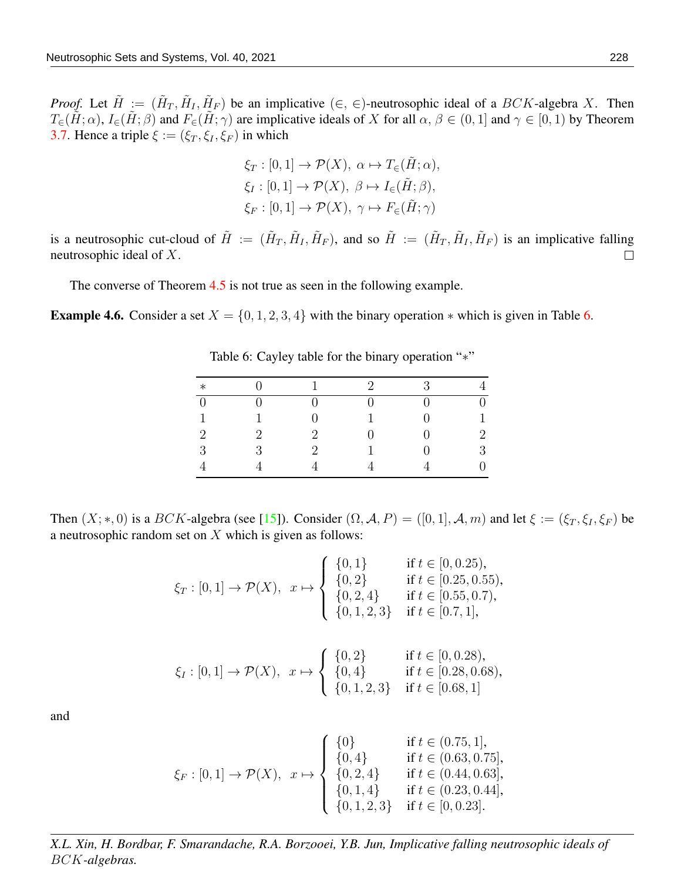*Proof.* Let $\tilde{H} := (\tilde{H}_T, \tilde{H}_I, \tilde{H}_F)$ be an implicative $(\in, \in)$-neutrosophic ideal of a $BCK$-algebra $X$. Then $T_\in(\tilde{H}; \alpha)$, $I_\in(\tilde{H}; \beta)$ and $F_\in(\tilde{H}; \gamma)$ are implicative ideals of $X$ for all $\alpha, \beta \in (0, 1]$ and $\gamma \in [0, 1)$ by Theorem 3.7. Hence a triple $\xi := (\xi_T, \xi_I, \xi_F)$ in which

$$\xi_T : [0, 1] \to \mathcal{P}(X),\ \alpha \mapsto T_\in(\tilde{H}; \alpha),$$
$$\xi_I : [0, 1] \to \mathcal{P}(X),\ \beta \mapsto I_\in(\tilde{H}; \beta),$$
$$\xi_F : [0, 1] \to \mathcal{P}(X),\ \gamma \mapsto F_\in(\tilde{H}; \gamma)$$

is a neutrosophic cut-cloud of $\tilde{H} := (\tilde{H}_T, \tilde{H}_I, \tilde{H}_F)$, and so $\tilde{H} := (\tilde{H}_T, \tilde{H}_I, \tilde{H}_F)$ is an implicative falling neutrosophic ideal of $X$. □

The converse of Theorem 4.5 is not true as seen in the following example.

**Example 4.6.** Consider a set $X = \{0, 1, 2, 3, 4\}$ with the binary operation $*$ which is given in Table 6.

Table 6: Cayley table for the binary operation "$*$"

| $*$ | 0 | 1 | 2 | 3 | 4 |
|---|---|---|---|---|---|
| 0 | 0 | 0 | 0 | 0 | 0 |
| 1 | 1 | 0 | 1 | 0 | 1 |
| 2 | 2 | 2 | 0 | 0 | 2 |
| 3 | 3 | 2 | 1 | 0 | 3 |
| 4 | 4 | 4 | 4 | 4 | 0 |

Then $(X; *, 0)$ is a $BCK$-algebra (see [15]). Consider $(\Omega, \mathcal{A}, P) = ([0, 1], \mathcal{A}, m)$ and let $\xi := (\xi_T, \xi_I, \xi_F)$ be a neutrosophic random set on $X$ which is given as follows:

$$\xi_T : [0, 1] \to \mathcal{P}(X),\ \ x \mapsto \begin{cases} \{0, 1\} & \text{if } t \in [0, 0.25), \\ \{0, 2\} & \text{if } t \in [0.25, 0.55), \\ \{0, 2, 4\} & \text{if } t \in [0.55, 0.7), \\ \{0, 1, 2, 3\} & \text{if } t \in [0.7, 1], \end{cases}$$

$$\xi_I : [0, 1] \to \mathcal{P}(X),\ \ x \mapsto \begin{cases} \{0, 2\} & \text{if } t \in [0, 0.28), \\ \{0, 4\} & \text{if } t \in [0.28, 0.68), \\ \{0, 1, 2, 3\} & \text{if } t \in [0.68, 1] \end{cases}$$

and

$$\xi_F : [0, 1] \to \mathcal{P}(X),\ \ x \mapsto \begin{cases} \{0\} & \text{if } t \in (0.75, 1], \\ \{0, 4\} & \text{if } t \in (0.63, 0.75], \\ \{0, 2, 4\} & \text{if } t \in (0.44, 0.63], \\ \{0, 1, 4\} & \text{if } t \in (0.23, 0.44], \\ \{0, 1, 2, 3\} & \text{if } t \in [0, 0.23]. \end{cases}$$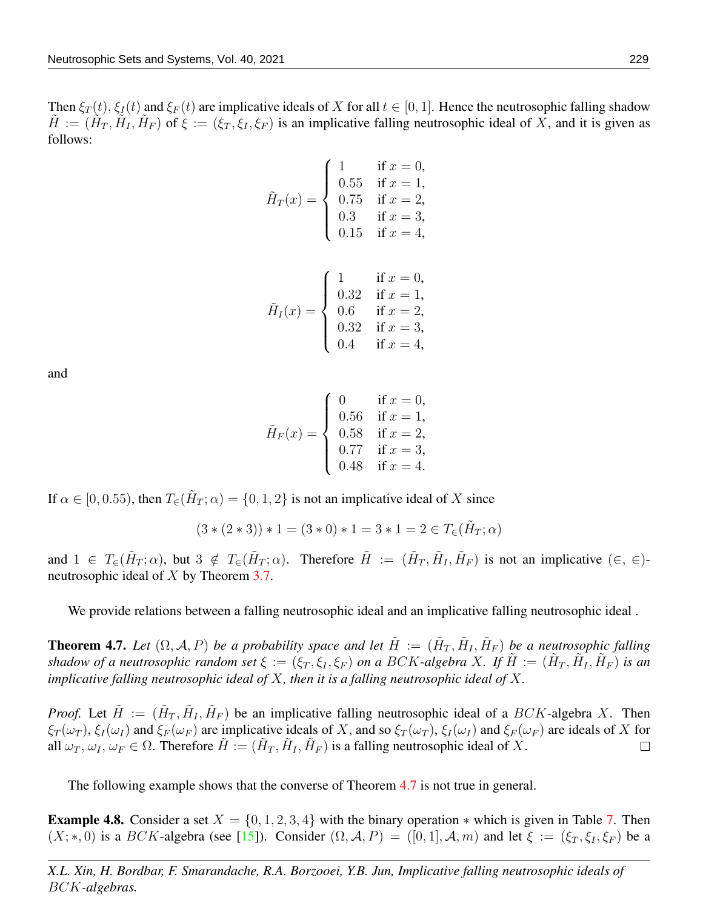Then $\xi_T(t)$, $\xi_I(t)$ and $\xi_F(t)$ are implicative ideals of $X$ for all $t \in [0, 1]$. Hence the neutrosophic falling shadow $\tilde{H} := (\tilde{H}_T, \tilde{H}_I, \tilde{H}_F)$ of $\xi := (\xi_T, \xi_I, \xi_F)$ is an implicative falling neutrosophic ideal of $X$, and it is given as follows:

$$\tilde{H}_T(x) = \begin{cases} 1 & \text{if } x = 0, \\ 0.55 & \text{if } x = 1, \\ 0.75 & \text{if } x = 2, \\ 0.3 & \text{if } x = 3, \\ 0.15 & \text{if } x = 4, \end{cases}$$

$$\tilde{H}_I(x) = \begin{cases} 1 & \text{if } x = 0, \\ 0.32 & \text{if } x = 1, \\ 0.6 & \text{if } x = 2, \\ 0.32 & \text{if } x = 3, \\ 0.4 & \text{if } x = 4, \end{cases}$$

and

$$\tilde{H}_F(x) = \begin{cases} 0 & \text{if } x = 0, \\ 0.56 & \text{if } x = 1, \\ 0.58 & \text{if } x = 2, \\ 0.77 & \text{if } x = 3, \\ 0.48 & \text{if } x = 4. \end{cases}$$

If $\alpha \in [0, 0.55)$, then $T_\in(\tilde{H}_T; \alpha) = \{0, 1, 2\}$ is not an implicative ideal of $X$ since

$$(3 * (2 * 3)) * 1 = (3 * 0) * 1 = 3 * 1 = 2 \in T_\in(\tilde{H}_T; \alpha)$$

and $1 \in T_\in(\tilde{H}_T; \alpha)$, but $3 \notin T_\in(\tilde{H}_T; \alpha)$. Therefore $\tilde{H} := (\tilde{H}_T, \tilde{H}_I, \tilde{H}_F)$ is not an implicative $(\in, \in)$-neutrosophic ideal of $X$ by Theorem 3.7.

We provide relations between a falling neutrosophic ideal and an implicative falling neutrosophic ideal .

**Theorem 4.7.** *Let $(\Omega, \mathcal{A}, P)$ be a probability space and let $\tilde{H} := (\tilde{H}_T, \tilde{H}_I, \tilde{H}_F)$ be a neutrosophic falling shadow of a neutrosophic random set $\xi := (\xi_T, \xi_I, \xi_F)$ on a $BCK$-algebra $X$. If $\tilde{H} := (\tilde{H}_T, \tilde{H}_I, \tilde{H}_F)$ is an implicative falling neutrosophic ideal of $X$, then it is a falling neutrosophic ideal of $X$.*

*Proof.* Let $\tilde{H} := (\tilde{H}_T, \tilde{H}_I, \tilde{H}_F)$ be an implicative falling neutrosophic ideal of a $BCK$-algebra $X$. Then $\xi_T(\omega_T)$, $\xi_I(\omega_I)$ and $\xi_F(\omega_F)$ are implicative ideals of $X$, and so $\xi_T(\omega_T)$, $\xi_I(\omega_I)$ and $\xi_F(\omega_F)$ are ideals of $X$ for all $\omega_T, \omega_I, \omega_F \in \Omega$. Therefore $\tilde{H} := (\tilde{H}_T, \tilde{H}_I, \tilde{H}_F)$ is a falling neutrosophic ideal of $X$. □

The following example shows that the converse of Theorem 4.7 is not true in general.

**Example 4.8.** Consider a set $X = \{0, 1, 2, 3, 4\}$ with the binary operation $*$ which is given in Table 7. Then $(X; *, 0)$ is a $BCK$-algebra (see [15]). Consider $(\Omega, \mathcal{A}, P) = ([0, 1], \mathcal{A}, m)$ and let $\xi := (\xi_T, \xi_I, \xi_F)$ be a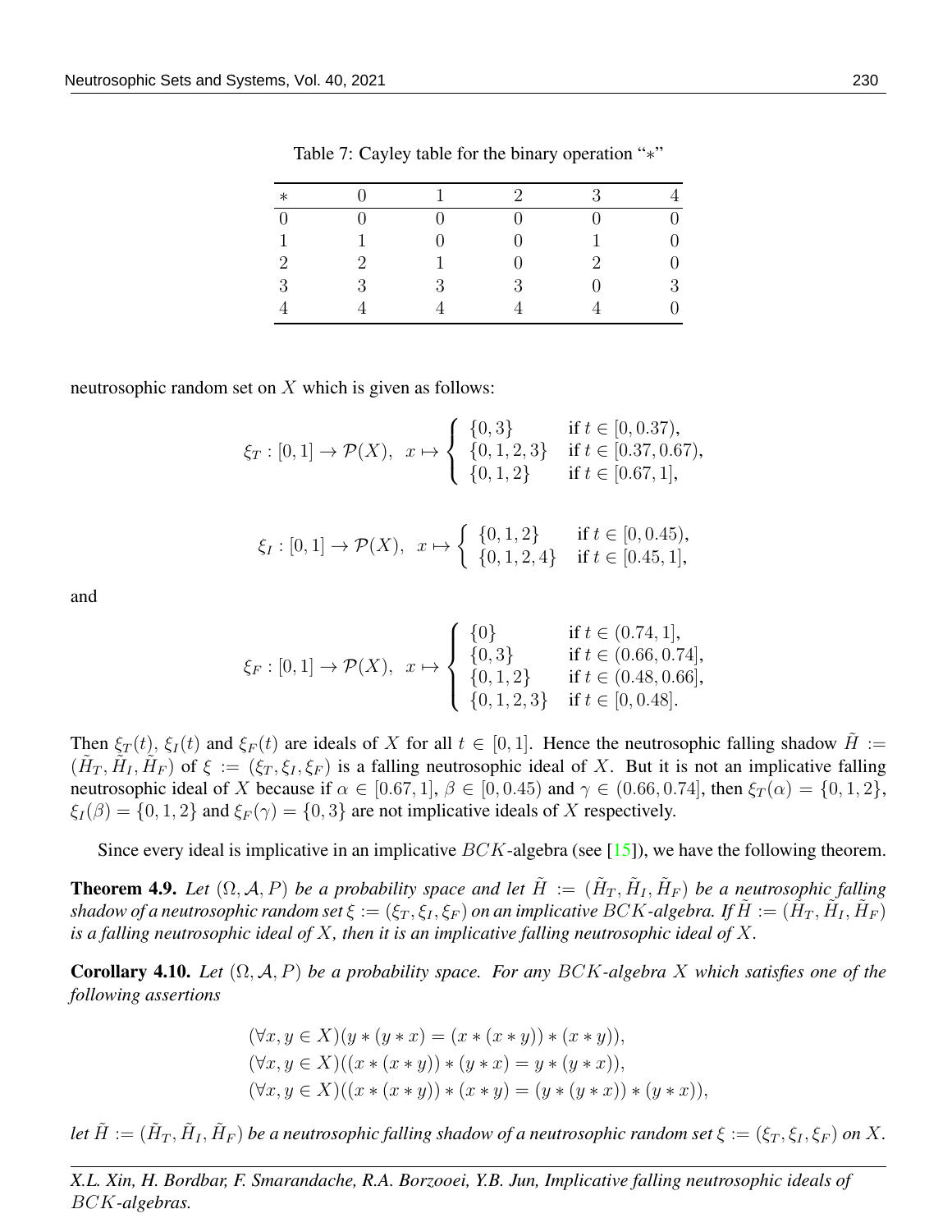Table 7: Cayley table for the binary operation "$*$"

| $*$ | 0 | 1 | 2 | 3 | 4 |
|---|---|---|---|---|---|
| 0 | 0 | 0 | 0 | 0 | 0 |
| 1 | 1 | 0 | 0 | 1 | 0 |
| 2 | 2 | 1 | 0 | 2 | 0 |
| 3 | 3 | 3 | 3 | 0 | 3 |
| 4 | 4 | 4 | 4 | 4 | 0 |

neutrosophic random set on $X$ which is given as follows:

$$\xi_T : [0,1] \to \mathcal{P}(X), \;\; x \mapsto \begin{cases} \{0,3\} & \text{if } t \in [0, 0.37), \\ \{0,1,2,3\} & \text{if } t \in [0.37, 0.67), \\ \{0,1,2\} & \text{if } t \in [0.67, 1], \end{cases}$$

$$\xi_I : [0,1] \to \mathcal{P}(X), \;\; x \mapsto \begin{cases} \{0,1,2\} & \text{if } t \in [0, 0.45), \\ \{0,1,2,4\} & \text{if } t \in [0.45, 1], \end{cases}$$

and

$$\xi_F : [0,1] \to \mathcal{P}(X), \;\; x \mapsto \begin{cases} \{0\} & \text{if } t \in (0.74, 1], \\ \{0,3\} & \text{if } t \in (0.66, 0.74], \\ \{0,1,2\} & \text{if } t \in (0.48, 0.66], \\ \{0,1,2,3\} & \text{if } t \in [0, 0.48]. \end{cases}$$

Then $\xi_T(t)$, $\xi_I(t)$ and $\xi_F(t)$ are ideals of $X$ for all $t \in [0,1]$. Hence the neutrosophic falling shadow $\tilde{H} := (\tilde{H}_T, \tilde{H}_I, \tilde{H}_F)$ of $\xi := (\xi_T, \xi_I, \xi_F)$ is a falling neutrosophic ideal of $X$. But it is not an implicative falling neutrosophic ideal of $X$ because if $\alpha \in [0.67, 1]$, $\beta \in [0, 0.45)$ and $\gamma \in (0.66, 0.74]$, then $\xi_T(\alpha) = \{0,1,2\}$, $\xi_I(\beta) = \{0,1,2\}$ and $\xi_F(\gamma) = \{0,3\}$ are not implicative ideals of $X$ respectively.

Since every ideal is implicative in an implicative $BCK$-algebra (see [15]), we have the following theorem.

**Theorem 4.9.** *Let $(\Omega, \mathcal{A}, P)$ be a probability space and let $\tilde{H} := (\tilde{H}_T, \tilde{H}_I, \tilde{H}_F)$ be a neutrosophic falling shadow of a neutrosophic random set $\xi := (\xi_T, \xi_I, \xi_F)$ on an implicative $BCK$-algebra. If $\tilde{H} := (\tilde{H}_T, \tilde{H}_I, \tilde{H}_F)$ is a falling neutrosophic ideal of $X$, then it is an implicative falling neutrosophic ideal of $X$.*

**Corollary 4.10.** *Let $(\Omega, \mathcal{A}, P)$ be a probability space. For any $BCK$-algebra $X$ which satisfies one of the following assertions*

$$(\forall x, y \in X)(y * (y * x) = (x * (x * y)) * (x * y)),$$
$$(\forall x, y \in X)((x * (x * y)) * (y * x) = y * (y * x)),$$
$$(\forall x, y \in X)((x * (x * y)) * (x * y) = (y * (y * x)) * (y * x)),$$

*let $\tilde{H} := (\tilde{H}_T, \tilde{H}_I, \tilde{H}_F)$ be a neutrosophic falling shadow of a neutrosophic random set $\xi := (\xi_T, \xi_I, \xi_F)$ on $X$.*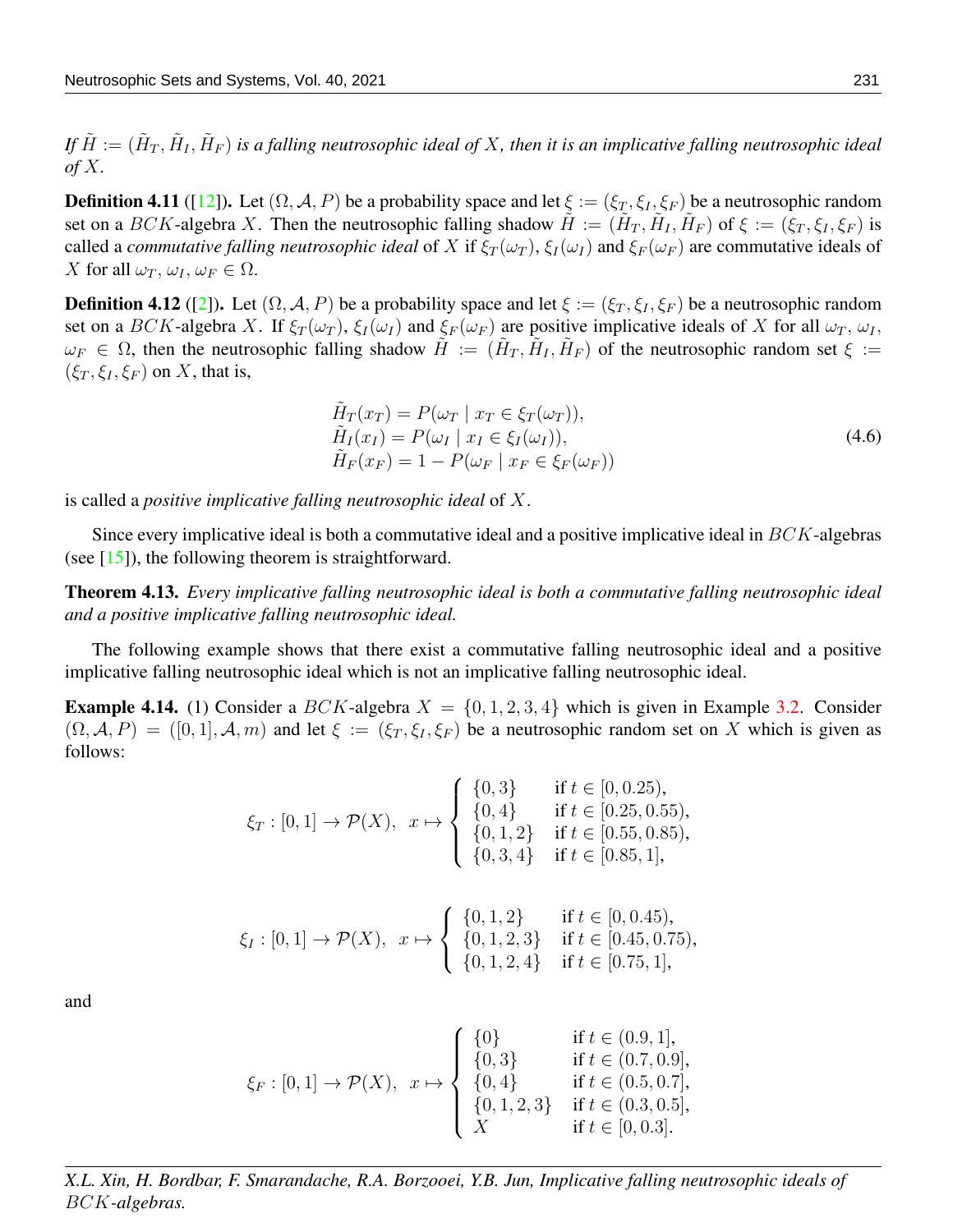*If $\tilde{H} := (\tilde{H}_T, \tilde{H}_I, \tilde{H}_F)$ is a falling neutrosophic ideal of $X$, then it is an implicative falling neutrosophic ideal of $X$.*

**Definition 4.11** ([12]). Let $(\Omega, \mathcal{A}, P)$ be a probability space and let $\xi := (\xi_T, \xi_I, \xi_F)$ be a neutrosophic random set on a $BCK$-algebra $X$. Then the neutrosophic falling shadow $\tilde{H} := (\tilde{H}_T, \tilde{H}_I, \tilde{H}_F)$ of $\xi := (\xi_T, \xi_I, \xi_F)$ is called a *commutative falling neutrosophic ideal* of $X$ if $\xi_T(\omega_T)$, $\xi_I(\omega_I)$ and $\xi_F(\omega_F)$ are commutative ideals of $X$ for all $\omega_T, \omega_I, \omega_F \in \Omega$.

**Definition 4.12** ([2]). Let $(\Omega, \mathcal{A}, P)$ be a probability space and let $\xi := (\xi_T, \xi_I, \xi_F)$ be a neutrosophic random set on a $BCK$-algebra $X$. If $\xi_T(\omega_T)$, $\xi_I(\omega_I)$ and $\xi_F(\omega_F)$ are positive implicative ideals of $X$ for all $\omega_T$, $\omega_I$, $\omega_F \in \Omega$, then the neutrosophic falling shadow $\tilde{H} := (\tilde{H}_T, \tilde{H}_I, \tilde{H}_F)$ of the neutrosophic random set $\xi := (\xi_T, \xi_I, \xi_F)$ on $X$, that is,

$$
\begin{array}{l}
\tilde{H}_T(x_T) = P(\omega_T \mid x_T \in \xi_T(\omega_T)), \\
\tilde{H}_I(x_I) = P(\omega_I \mid x_I \in \xi_I(\omega_I)), \\
\tilde{H}_F(x_F) = 1 - P(\omega_F \mid x_F \in \xi_F(\omega_F))
\end{array}
\tag{4.6}
$$

is called a *positive implicative falling neutrosophic ideal* of $X$.

Since every implicative ideal is both a commutative ideal and a positive implicative ideal in $BCK$-algebras (see [15]), the following theorem is straightforward.

**Theorem 4.13.** *Every implicative falling neutrosophic ideal is both a commutative falling neutrosophic ideal and a positive implicative falling neutrosophic ideal.*

The following example shows that there exist a commutative falling neutrosophic ideal and a positive implicative falling neutrosophic ideal which is not an implicative falling neutrosophic ideal.

**Example 4.14.** (1) Consider a $BCK$-algebra $X = \{0, 1, 2, 3, 4\}$ which is given in Example 3.2. Consider $(\Omega, \mathcal{A}, P) = ([0, 1], \mathcal{A}, m)$ and let $\xi := (\xi_T, \xi_I, \xi_F)$ be a neutrosophic random set on $X$ which is given as follows:

$$
\xi_T : [0,1] \to \mathcal{P}(X), \quad x \mapsto \begin{cases} \{0,3\} & \text{if } t \in [0, 0.25), \\ \{0,4\} & \text{if } t \in [0.25, 0.55), \\ \{0,1,2\} & \text{if } t \in [0.55, 0.85), \\ \{0,3,4\} & \text{if } t \in [0.85, 1], \end{cases}
$$

$$
\xi_I : [0,1] \to \mathcal{P}(X), \quad x \mapsto \begin{cases} \{0,1,2\} & \text{if } t \in [0, 0.45), \\ \{0,1,2,3\} & \text{if } t \in [0.45, 0.75), \\ \{0,1,2,4\} & \text{if } t \in [0.75, 1], \end{cases}
$$

and

$$
\xi_F : [0,1] \to \mathcal{P}(X), \quad x \mapsto \begin{cases} \{0\} & \text{if } t \in (0.9, 1], \\ \{0,3\} & \text{if } t \in (0.7, 0.9], \\ \{0,4\} & \text{if } t \in (0.5, 0.7], \\ \{0,1,2,3\} & \text{if } t \in (0.3, 0.5], \\ X & \text{if } t \in [0, 0.3]. \end{cases}
$$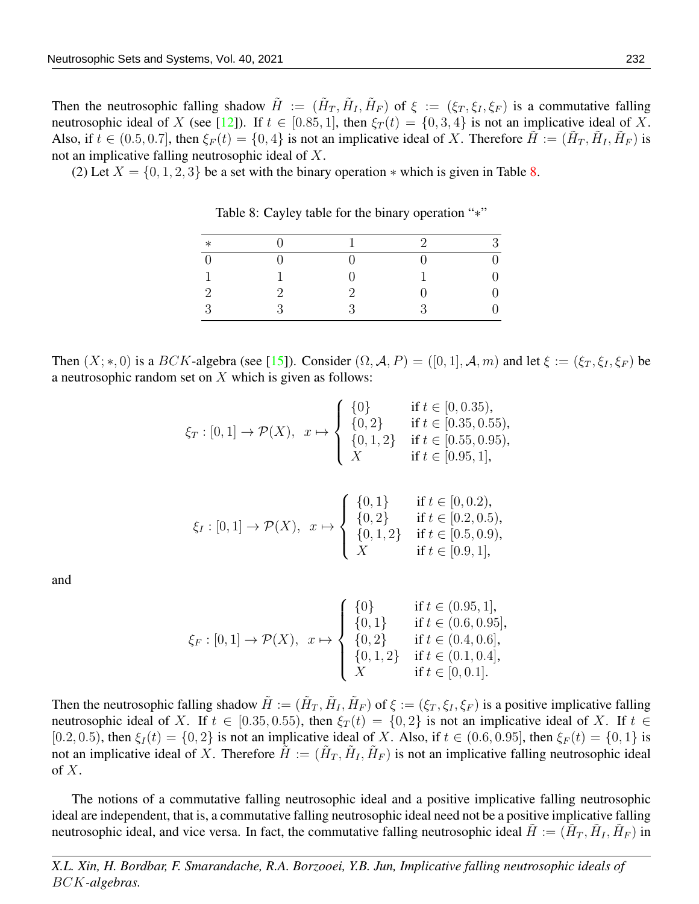Then the neutrosophic falling shadow $\tilde{H} := (\tilde{H}_T, \tilde{H}_I, \tilde{H}_F)$ of $\xi := (\xi_T, \xi_I, \xi_F)$ is a commutative falling neutrosophic ideal of $X$ (see [12]). If $t \in [0.85, 1]$, then $\xi_T(t) = \{0, 3, 4\}$ is not an implicative ideal of $X$. Also, if $t \in (0.5, 0.7]$, then $\xi_F(t) = \{0, 4\}$ is not an implicative ideal of $X$. Therefore $\tilde{H} := (\tilde{H}_T, \tilde{H}_I, \tilde{H}_F)$ is not an implicative falling neutrosophic ideal of $X$.

(2) Let $X = \{0, 1, 2, 3\}$ be a set with the binary operation $*$ which is given in Table 8.

Table 8: Cayley table for the binary operation "$*$"

| $*$ | 0 | 1 | 2 | 3 |
|---|---|---|---|---|
| 0 | 0 | 0 | 0 | 0 |
| 1 | 1 | 0 | 1 | 0 |
| 2 | 2 | 2 | 0 | 0 |
| 3 | 3 | 3 | 3 | 0 |

Then $(X; *, 0)$ is a $BCK$-algebra (see [15]). Consider $(\Omega, \mathcal{A}, P) = ([0, 1], \mathcal{A}, m)$ and let $\xi := (\xi_T, \xi_I, \xi_F)$ be a neutrosophic random set on $X$ which is given as follows:

$$\xi_T : [0, 1] \to \mathcal{P}(X), \;\; x \mapsto \begin{cases} \{0\} & \text{if } t \in [0, 0.35), \\ \{0, 2\} & \text{if } t \in [0.35, 0.55), \\ \{0, 1, 2\} & \text{if } t \in [0.55, 0.95), \\ X & \text{if } t \in [0.95, 1], \end{cases}$$

$$\xi_I : [0, 1] \to \mathcal{P}(X), \;\; x \mapsto \begin{cases} \{0, 1\} & \text{if } t \in [0, 0.2), \\ \{0, 2\} & \text{if } t \in [0.2, 0.5), \\ \{0, 1, 2\} & \text{if } t \in [0.5, 0.9), \\ X & \text{if } t \in [0.9, 1], \end{cases}$$

and

$$\xi_F : [0, 1] \to \mathcal{P}(X), \;\; x \mapsto \begin{cases} \{0\} & \text{if } t \in (0.95, 1], \\ \{0, 1\} & \text{if } t \in (0.6, 0.95], \\ \{0, 2\} & \text{if } t \in (0.4, 0.6], \\ \{0, 1, 2\} & \text{if } t \in (0.1, 0.4], \\ X & \text{if } t \in [0, 0.1]. \end{cases}$$

Then the neutrosophic falling shadow $\tilde{H} := (\tilde{H}_T, \tilde{H}_I, \tilde{H}_F)$ of $\xi := (\xi_T, \xi_I, \xi_F)$ is a positive implicative falling neutrosophic ideal of $X$. If $t \in [0.35, 0.55)$, then $\xi_T(t) = \{0, 2\}$ is not an implicative ideal of $X$. If $t \in [0.2, 0.5)$, then $\xi_I(t) = \{0, 2\}$ is not an implicative ideal of $X$. Also, if $t \in (0.6, 0.95]$, then $\xi_F(t) = \{0, 1\}$ is not an implicative ideal of $X$. Therefore $\tilde{H} := (\tilde{H}_T, \tilde{H}_I, \tilde{H}_F)$ is not an implicative falling neutrosophic ideal of $X$.

The notions of a commutative falling neutrosophic ideal and a positive implicative falling neutrosophic ideal are independent, that is, a commutative falling neutrosophic ideal need not be a positive implicative falling neutrosophic ideal, and vice versa. In fact, the commutative falling neutrosophic ideal $\tilde{H} := (\tilde{H}_T, \tilde{H}_I, \tilde{H}_F)$ in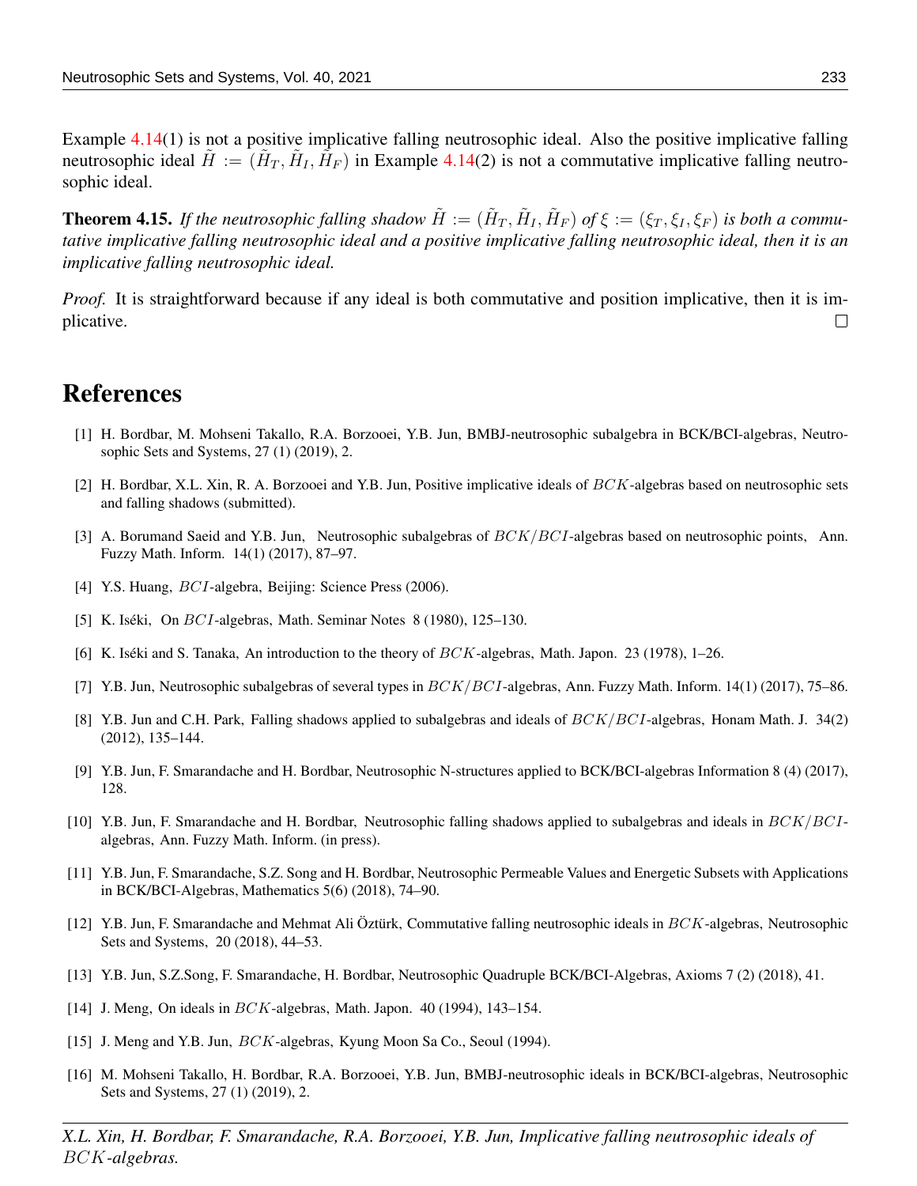Example 4.14(1) is not a positive implicative falling neutrosophic ideal. Also the positive implicative falling neutrosophic ideal $\tilde{H} := (\tilde{H}_T, \tilde{H}_I, \tilde{H}_F)$ in Example 4.14(2) is not a commutative implicative falling neutrosophic ideal.

**Theorem 4.15.** *If the neutrosophic falling shadow $\tilde{H} := (\tilde{H}_T, \tilde{H}_I, \tilde{H}_F)$ of $\xi := (\xi_T, \xi_I, \xi_F)$ is both a commutative implicative falling neutrosophic ideal and a positive implicative falling neutrosophic ideal, then it is an implicative falling neutrosophic ideal.*

*Proof.* It is straightforward because if any ideal is both commutative and position implicative, then it is implicative. □

# References

[1] H. Bordbar, M. Mohseni Takallo, R.A. Borzooei, Y.B. Jun, BMBJ-neutrosophic subalgebra in BCK/BCI-algebras, Neutrosophic Sets and Systems, 27 (1) (2019), 2.

[2] H. Bordbar, X.L. Xin, R. A. Borzooei and Y.B. Jun, Positive implicative ideals of $BCK$-algebras based on neutrosophic sets and falling shadows (submitted).

[3] A. Borumand Saeid and Y.B. Jun, Neutrosophic subalgebras of $BCK/BCI$-algebras based on neutrosophic points, Ann. Fuzzy Math. Inform. 14(1) (2017), 87–97.

[4] Y.S. Huang, $BCI$-algebra, Beijing: Science Press (2006).

[5] K. Iséki, On $BCI$-algebras, Math. Seminar Notes 8 (1980), 125–130.

[6] K. Iséki and S. Tanaka, An introduction to the theory of $BCK$-algebras, Math. Japon. 23 (1978), 1–26.

[7] Y.B. Jun, Neutrosophic subalgebras of several types in $BCK/BCI$-algebras, Ann. Fuzzy Math. Inform. 14(1) (2017), 75–86.

[8] Y.B. Jun and C.H. Park, Falling shadows applied to subalgebras and ideals of $BCK/BCI$-algebras, Honam Math. J. 34(2) (2012), 135–144.

[9] Y.B. Jun, F. Smarandache and H. Bordbar, Neutrosophic N-structures applied to BCK/BCI-algebras Information 8 (4) (2017), 128.

[10] Y.B. Jun, F. Smarandache and H. Bordbar, Neutrosophic falling shadows applied to subalgebras and ideals in $BCK/BCI$-algebras, Ann. Fuzzy Math. Inform. (in press).

[11] Y.B. Jun, F. Smarandache, S.Z. Song and H. Bordbar, Neutrosophic Permeable Values and Energetic Subsets with Applications in BCK/BCI-Algebras, Mathematics 5(6) (2018), 74–90.

[12] Y.B. Jun, F. Smarandache and Mehmat Ali Öztürk, Commutative falling neutrosophic ideals in $BCK$-algebras, Neutrosophic Sets and Systems, 20 (2018), 44–53.

[13] Y.B. Jun, S.Z.Song, F. Smarandache, H. Bordbar, Neutrosophic Quadruple BCK/BCI-Algebras, Axioms 7 (2) (2018), 41.

[14] J. Meng, On ideals in $BCK$-algebras, Math. Japon. 40 (1994), 143–154.

[15] J. Meng and Y.B. Jun, $BCK$-algebras, Kyung Moon Sa Co., Seoul (1994).

[16] M. Mohseni Takallo, H. Bordbar, R.A. Borzooei, Y.B. Jun, BMBJ-neutrosophic ideals in BCK/BCI-algebras, Neutrosophic Sets and Systems, 27 (1) (2019), 2.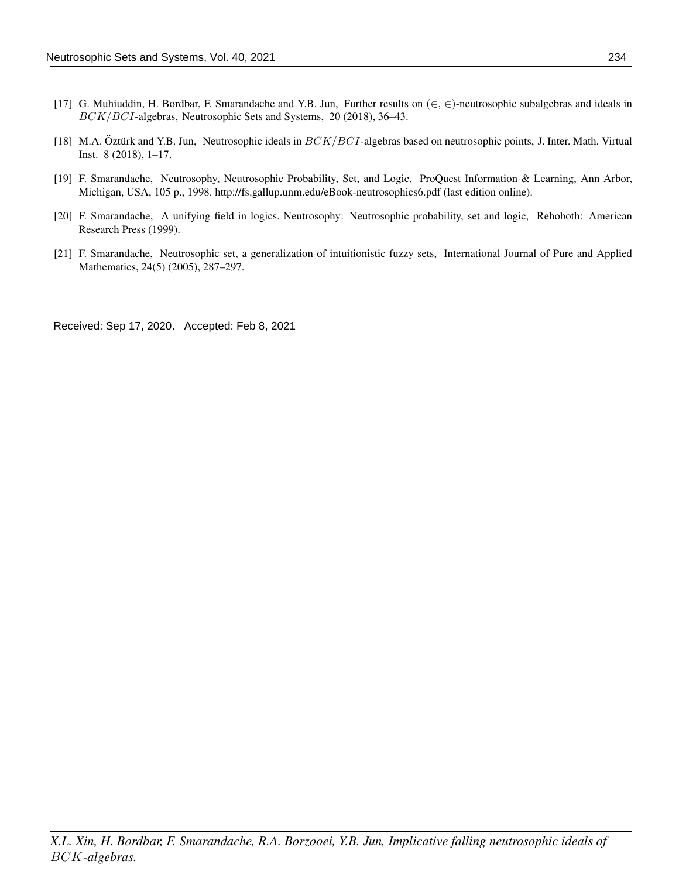[17] G. Muhiuddin, H. Bordbar, F. Smarandache and Y.B. Jun, Further results on $(\in, \in)$-neutrosophic subalgebras and ideals in $BCK/BCI$-algebras, Neutrosophic Sets and Systems, 20 (2018), 36–43.

[18] M.A. Öztürk and Y.B. Jun, Neutrosophic ideals in $BCK/BCI$-algebras based on neutrosophic points, J. Inter. Math. Virtual Inst. 8 (2018), 1–17.

[19] F. Smarandache, Neutrosophy, Neutrosophic Probability, Set, and Logic, ProQuest Information & Learning, Ann Arbor, Michigan, USA, 105 p., 1998. http://fs.gallup.unm.edu/eBook-neutrosophics6.pdf (last edition online).

[20] F. Smarandache, A unifying field in logics. Neutrosophy: Neutrosophic probability, set and logic, Rehoboth: American Research Press (1999).

[21] F. Smarandache, Neutrosophic set, a generalization of intuitionistic fuzzy sets, International Journal of Pure and Applied Mathematics, 24(5) (2005), 287–297.

Received: Sep 17, 2020. Accepted: Feb 8, 2021